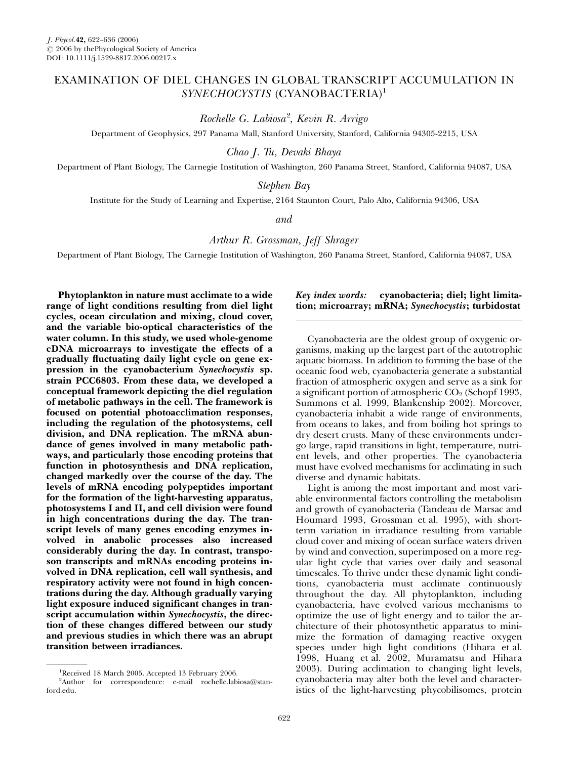# EXAMINATION OF DIEL CHANGES IN GLOBAL TRANSCRIPT ACCUMULATION IN *SYNECHOCYSTIS* (CYANOBACTERIA)[1]

*Rochelle G. Labiosa*[2], *Kevin R. Arrigo*

Department of Geophysics, 297 Panama Mall, Stanford University, Stanford, California 94305-2215, USA

*Chao J. Tu, Devaki Bhaya*

Department of Plant Biology, The Carnegie Institution of Washington, 260 Panama Street, Stanford, California 94087, USA

*Stephen Bay*

Institute for the Study of Learning and Expertise, 2164 Staunton Court, Palo Alto, California 94306, USA

*and*

*Arthur R. Grossman, Jeff Shrager*

Department of Plant Biology, The Carnegie Institution of Washington, 260 Panama Street, Stanford, California 94087, USA

**Phytoplankton in nature must acclimate to a wide range of light conditions resulting from diel light cycles, ocean circulation and mixing, cloud cover, and the variable bio-optical characteristics of the water column. In this study, we used whole-genome cDNA microarrays to investigate the effects of a gradually fluctuating daily light cycle on gene expression in the cyanobacterium *Synechocystis* sp. strain PCC6803. From these data, we developed a conceptual framework depicting the diel regulation of metabolic pathways in the cell. The framework is focused on potential photoacclimation responses, including the regulation of the photosystems, cell division, and DNA replication. The mRNA abundance of genes involved in many metabolic pathways, and particularly those encoding proteins that function in photosynthesis and DNA replication, changed markedly over the course of the day. The levels of mRNA encoding polypeptides important for the formation of the light-harvesting apparatus, photosystems I and II, and cell division were found in high concentrations during the day. The transcript levels of many genes encoding enzymes involved in anabolic processes also increased considerably during the day. In contrast, transposon transcripts and mRNAs encoding proteins involved in DNA replication, cell wall synthesis, and respiratory activity were not found in high concentrations during the day. Although gradually varying light exposure induced significant changes in transcript accumulation within *Synechocystis*, the direction of these changes differed between our study and previous studies in which there was an abrupt transition between irradiances.**

***Key index words:*** **cyanobacteria; diel; light limitation; microarray; mRNA; *Synechocystis*; turbidostat**

Cyanobacteria are the oldest group of oxygenic organisms, making up the largest part of the autotrophic aquatic biomass. In addition to forming the base of the oceanic food web, cyanobacteria generate a substantial fraction of atmospheric oxygen and serve as a sink for a significant portion of atmospheric $CO_2$ (Schopf 1993, Summons et al. 1999, Blankenship 2002). Moreover, cyanobacteria inhabit a wide range of environments, from oceans to lakes, and from boiling hot springs to dry desert crusts. Many of these environments undergo large, rapid transitions in light, temperature, nutrient levels, and other properties. The cyanobacteria must have evolved mechanisms for acclimating in such diverse and dynamic habitats.

Light is among the most important and most variable environmental factors controlling the metabolism and growth of cyanobacteria (Tandeau de Marsac and Houmard 1993, Grossman et al. 1995), with short-term variation in irradiance resulting from variable cloud cover and mixing of ocean surface waters driven by wind and convection, superimposed on a more regular light cycle that varies over daily and seasonal timescales. To thrive under these dynamic light conditions, cyanobacteria must acclimate continuously throughout the day. All phytoplankton, including cyanobacteria, have evolved various mechanisms to optimize the use of light energy and to tailor the architecture of their photosynthetic apparatus to minimize the formation of damaging reactive oxygen species under high light conditions (Hihara et al. 1998, Huang et al. 2002, Muramatsu and Hihara 2003). During acclimation to changing light levels, cyanobacteria may alter both the level and characteristics of the light-harvesting phycobilisomes, protein

[1]Received 18 March 2005. Accepted 13 February 2006.

[2]Author for correspondence: e-mail rochelle.labiosa@stanford.edu.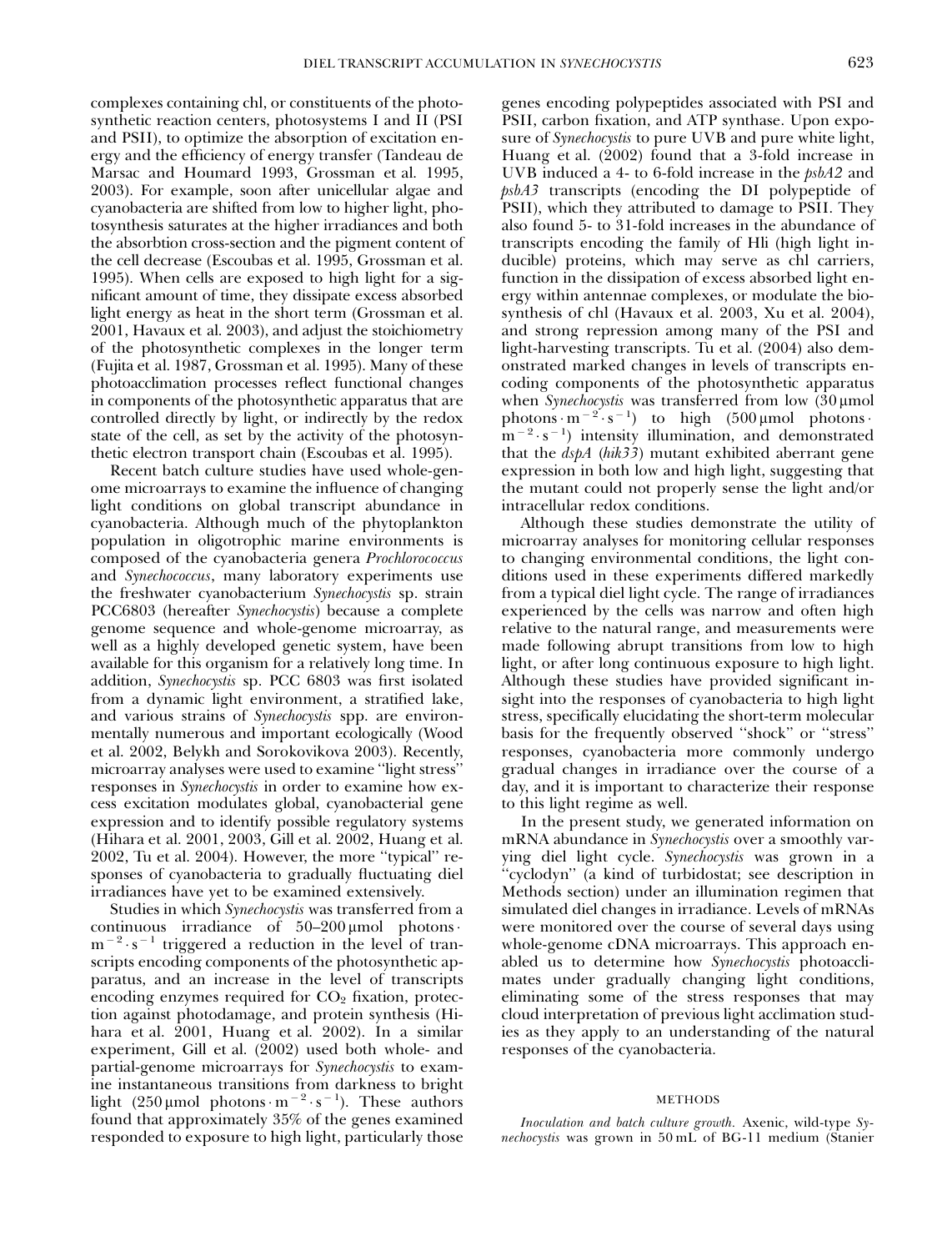complexes containing chl, or constituents of the photosynthetic reaction centers, photosystems I and II (PSI and PSII), to optimize the absorption of excitation energy and the efficiency of energy transfer (Tandeau de Marsac and Houmard 1993, Grossman et al. 1995, 2003). For example, soon after unicellular algae and cyanobacteria are shifted from low to higher light, photosynthesis saturates at the higher irradiances and both the absorbtion cross-section and the pigment content of the cell decrease (Escoubas et al. 1995, Grossman et al. 1995). When cells are exposed to high light for a significant amount of time, they dissipate excess absorbed light energy as heat in the short term (Grossman et al. 2001, Havaux et al. 2003), and adjust the stoichiometry of the photosynthetic complexes in the longer term (Fujita et al. 1987, Grossman et al. 1995). Many of these photoacclimation processes reflect functional changes in components of the photosynthetic apparatus that are controlled directly by light, or indirectly by the redox state of the cell, as set by the activity of the photosynthetic electron transport chain (Escoubas et al. 1995).

Recent batch culture studies have used whole-genome microarrays to examine the influence of changing light conditions on global transcript abundance in cyanobacteria. Although much of the phytoplankton population in oligotrophic marine environments is composed of the cyanobacteria genera *Prochlorococcus* and *Synechococcus*, many laboratory experiments use the freshwater cyanobacterium *Synechocystis* sp. strain PCC6803 (hereafter *Synechocystis*) because a complete genome sequence and whole-genome microarray, as well as a highly developed genetic system, have been available for this organism for a relatively long time. In addition, *Synechocystis* sp. PCC 6803 was first isolated from a dynamic light environment, a stratified lake, and various strains of *Synechocystis* spp. are environmentally numerous and important ecologically (Wood et al. 2002, Belykh and Sorokovikova 2003). Recently, microarray analyses were used to examine "light stress" responses in *Synechocystis* in order to examine how excess excitation modulates global, cyanobacterial gene expression and to identify possible regulatory systems (Hihara et al. 2001, 2003, Gill et al. 2002, Huang et al. 2002, Tu et al. 2004). However, the more "typical" responses of cyanobacteria to gradually fluctuating diel irradiances have yet to be examined extensively.

Studies in which *Synechocystis* was transferred from a continuous irradiance of 50–200 μmol photons $\cdot$ $m^{-2} \cdot s^{-1}$ triggered a reduction in the level of transcripts encoding components of the photosynthetic apparatus, and an increase in the level of transcripts encoding enzymes required for $CO_2$ fixation, protection against photodamage, and protein synthesis (Hihara et al. 2001, Huang et al. 2002). In a similar experiment, Gill et al. (2002) used both whole- and partial-genome microarrays for *Synechocystis* to examine instantaneous transitions from darkness to bright light (250 μmol photons $\cdot$ $m^{-2} \cdot s^{-1}$). These authors found that approximately 35% of the genes examined responded to exposure to high light, particularly those genes encoding polypeptides associated with PSI and PSII, carbon fixation, and ATP synthase. Upon exposure of *Synechocystis* to pure UVB and pure white light, Huang et al. (2002) found that a 3-fold increase in UVB induced a 4- to 6-fold increase in the *psbA2* and *psbA3* transcripts (encoding the DI polypeptide of PSII), which they attributed to damage to PSII. They also found 5- to 31-fold increases in the abundance of transcripts encoding the family of Hli (high light inducible) proteins, which may serve as chl carriers, function in the dissipation of excess absorbed light energy within antennae complexes, or modulate the biosynthesis of chl (Havaux et al. 2003, Xu et al. 2004), and strong repression among many of the PSI and light-harvesting transcripts. Tu et al. (2004) also demonstrated marked changes in levels of transcripts encoding components of the photosynthetic apparatus when *Synechocystis* was transferred from low (30 μmol photons $\cdot$ $m^{-2} \cdot s^{-1}$) to high (500 μmol photons $\cdot$ $m^{-2} \cdot s^{-1}$) intensity illumination, and demonstrated that the *dspA* (*hik33*) mutant exhibited aberrant gene expression in both low and high light, suggesting that the mutant could not properly sense the light and/or intracellular redox conditions.

Although these studies demonstrate the utility of microarray analyses for monitoring cellular responses to changing environmental conditions, the light conditions used in these experiments differed markedly from a typical diel light cycle. The range of irradiances experienced by the cells was narrow and often high relative to the natural range, and measurements were made following abrupt transitions from low to high light, or after long continuous exposure to high light. Although these studies have provided significant insight into the responses of cyanobacteria to high light stress, specifically elucidating the short-term molecular basis for the frequently observed "shock" or "stress" responses, cyanobacteria more commonly undergo gradual changes in irradiance over the course of a day, and it is important to characterize their response to this light regime as well.

In the present study, we generated information on mRNA abundance in *Synechocystis* over a smoothly varying diel light cycle. *Synechocystis* was grown in a "cyclodyn" (a kind of turbidostat; see description in Methods section) under an illumination regimen that simulated diel changes in irradiance. Levels of mRNAs were monitored over the course of several days using whole-genome cDNA microarrays. This approach enabled us to determine how *Synechocystis* photoacclimates under gradually changing light conditions, eliminating some of the stress responses that may cloud interpretation of previous light acclimation studies as they apply to an understanding of the natural responses of the cyanobacteria.

## METHODS

*Inoculation and batch culture growth.* Axenic, wild-type *Synechocystis* was grown in 50 mL of BG-11 medium (Stanier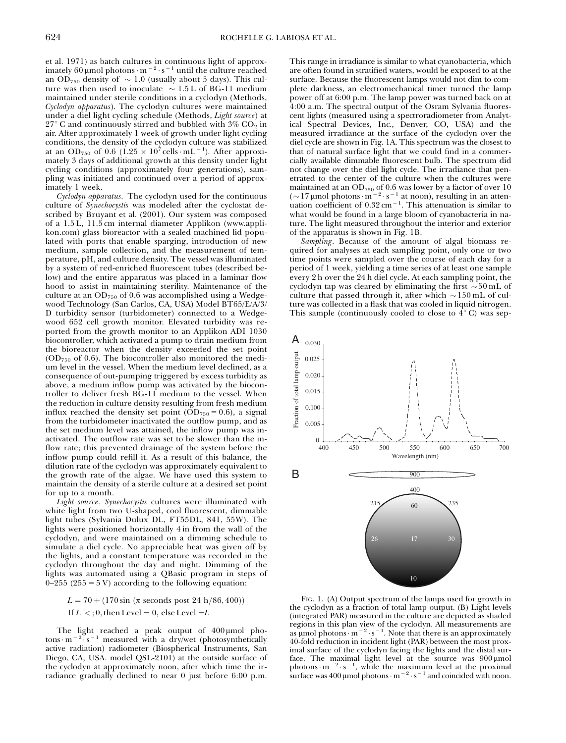et al. 1971) as batch cultures in continuous light of approximately 60 μmol photons · $m^{-2}$ · $s^{-1}$ until the culture reached an $OD_{750}$ density of ~ 1.0 (usually about 5 days). This culture was then used to inoculate ~ 1.5 L of BG-11 medium maintained under sterile conditions in a cyclodyn (Methods, *Cyclodyn apparatus*). The cyclodyn cultures were maintained under a diel light cycling schedule (Methods, *Light source*) at 27° C and continuously stirred and bubbled with 3% $CO_2$ in air. After approximately 1 week of growth under light cycling conditions, the density of the cyclodyn culture was stabilized at an $OD_{750}$ of 0.6 ($1.25 \times 10^7$ cells · $mL^{-1}$). After approximately 3 days of additional growth at this density under light cycling conditions (approximately four generations), sampling was initiated and continued over a period of approximately 1 week.

*Cyclodyn apparatus.* The cyclodyn used for the continuous culture of *Synechocystis* was modeled after the cyclostat described by Bruyant et al. (2001). Our system was composed of a 1.5 L, 11.5 cm internal diameter Applikon (www.applikon.com) glass bioreactor with a sealed machined lid populated with ports that enable sparging, introduction of new medium, sample collection, and the measurement of temperature, pH, and culture density. The vessel was illuminated by a system of red-enriched fluorescent tubes (described below) and the entire apparatus was placed in a laminar flow hood to assist in maintaining sterility. Maintenance of the culture at an $OD_{750}$ of 0.6 was accomplished using a Wedgewood Technology (San Carlos, CA, USA) Model BT65/E/A/3/D turbidity sensor (turbidometer) connected to a Wedgewood 652 cell growth monitor. Elevated turbidity was reported from the growth monitor to an Applikon ADI 1030 biocontroller, which activated a pump to drain medium from the bioreactor when the density exceeded the set point ($OD_{750}$ of 0.6). The biocontroller also monitored the medium level in the vessel. When the medium level declined, as a consequence of out-pumping triggered by excess turbidity as above, a medium inflow pump was activated by the biocontroller to deliver fresh BG-11 medium to the vessel. When the reduction in culture density resulting from fresh medium influx reached the density set point ($OD_{750} = 0.6$), a signal from the turbidometer inactivated the outflow pump, and as the set medium level was attained, the inflow pump was inactivated. The outflow rate was set to be slower than the inflow rate; this prevented drainage of the system before the inflow pump could refill it. As a result of this balance, the dilution rate of the cyclodyn was approximately equivalent to the growth rate of the algae. We have used this system to maintain the density of a sterile culture at a desired set point for up to a month.

*Light source. Synechocystis* cultures were illuminated with white light from two U-shaped, cool fluorescent, dimmable light tubes (Sylvania Dulux DL, FT55DL, 841, 55W). The lights were positioned horizontally 4 in from the wall of the cyclodyn, and were maintained on a dimming schedule to simulate a diel cycle. No appreciable heat was given off by the lights, and a constant temperature was recorded in the cyclodyn throughout the day and night. Dimming of the lights was automated using a QBasic program in steps of 0–255 (255 = 5 V) according to the following equation:

$$L = 70 + (170 \sin(\pi \text{ seconds post 24 h}/86,400))$$

$$\text{If } L <; 0, \text{then Level} = 0, \text{ else Level} = L$$

The light reached a peak output of 400 μmol photons · $m^{-2}$ · $s^{-1}$ measured with a dry/wet (photosynthetically active radiation) radiometer (Biospherical Instruments, San Diego, CA, USA. model QSL-2101) at the outside surface of the cyclodyn at approximately noon, after which time the irradiance gradually declined to near 0 just before 6:00 p.m. This range in irradiance is similar to what cyanobacteria, which are often found in stratified waters, would be exposed to at the surface. Because the fluorescent lamps would not dim to complete darkness, an electromechanical timer turned the lamp power off at 6:00 p.m. The lamp power was turned back on at 4:00 a.m. The spectral output of the Osram Sylvania fluorescent lights (measured using a spectroradiometer from Analytical Spectral Devices, Inc., Denver, CO, USA) and the measured irradiance at the surface of the cyclodyn over the diel cycle are shown in Fig. 1A. This spectrum was the closest to that of natural surface light that we could find in a commercially available dimmable fluorescent bulb. The spectrum did not change over the diel light cycle. The irradiance that penetrated to the center of the culture when the cultures were maintained at an $OD_{750}$ of 0.6 was lower by a factor of over 10 (~17 μmol photons · $m^{-2}$ · $s^{-1}$ at noon), resulting in an attenuation coefficient of 0.32 $cm^{-1}$. This attenuation is similar to what would be found in a large bloom of cyanobacteria in nature. The light measured throughout the interior and exterior of the apparatus is shown in Fig. 1B.

*Sampling.* Because of the amount of algal biomass required for analyses at each sampling point, only one or two time points were sampled over the course of each day for a period of 1 week, yielding a time series of at least one sample every 2 h over the 24 h diel cycle. At each sampling point, the cyclodyn tap was cleared by eliminating the first ~50 mL of culture that passed through it, after which ~150 mL of culture was collected in a flask that was cooled in liquid nitrogen. This sample (continuously cooled to close to 4° C) was sep-

Fig. 1. (A) Output spectrum of the lamps used for growth in the cyclodyn as a fraction of total lamp output. (B) Light levels (integrated PAR) measured in the culture are depicted as shaded regions in this plan view of the cyclodyn. All measurements are as μmol photons · $m^{-2}$ · $s^{-1}$. Note that there is an approximately 40-fold reduction in incident light (PAR) between the most proximal surface of the cyclodyn facing the lights and the distal surface. The maximal light level at the source was 900 μmol photons · $m^{-2}$ · $s^{-1}$, while the maximum level at the proximal surface was 400 μmol photons · $m^{-2}$ · $s^{-1}$ and coincided with noon.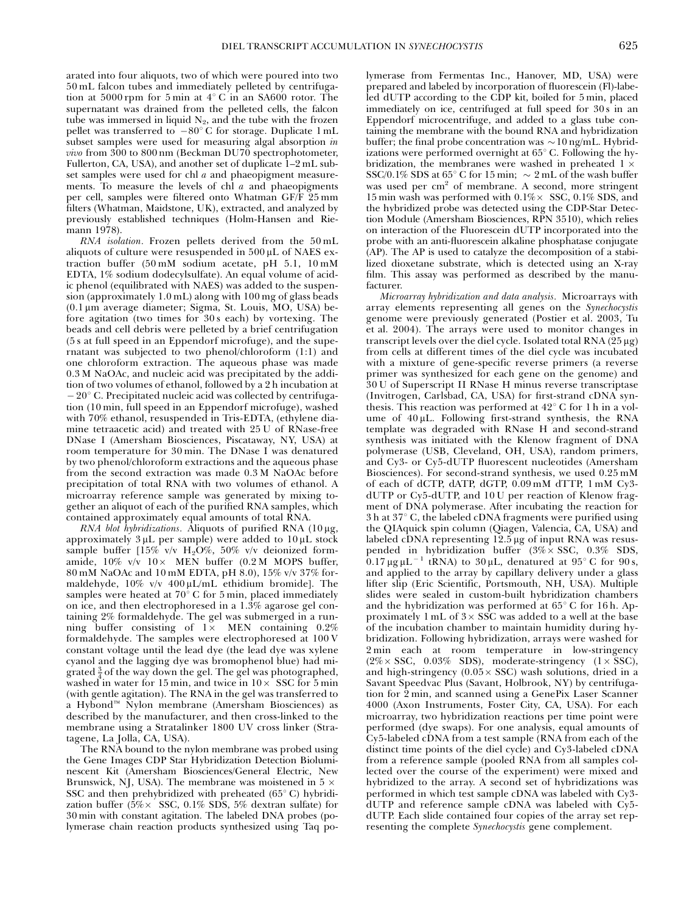arated into four aliquots, two of which were poured into two 50 mL falcon tubes and immediately pelleted by centrifugation at 5000 rpm for 5 min at 4° C in an SA600 rotor. The supernatant was drained from the pelleted cells, the falcon tube was immersed in liquid $N_2$, and the tube with the frozen pellet was transferred to −80° C for storage. Duplicate 1 mL subset samples were used for measuring algal absorption *in vivo* from 300 to 800 nm (Beckman DU70 spectrophotometer, Fullerton, CA, USA), and another set of duplicate 1–2 mL subset samples were used for chl *a* and phaeopigment measurements. To measure the levels of chl *a* and phaeopigments per cell, samples were filtered onto Whatman GF/F 25 mm filters (Whatman, Maidstone, UK), extracted, and analyzed by previously established techniques (Holm-Hansen and Riemann 1978).

*RNA isolation.* Frozen pellets derived from the 50 mL aliquots of culture were resuspended in 500 μL of NAES extraction buffer (50 mM sodium acetate, pH 5.1, 10 mM EDTA, 1% sodium dodecylsulfate). An equal volume of acidic phenol (equilibrated with NAES) was added to the suspension (approximately 1.0 mL) along with 100 mg of glass beads (0.1 μm average diameter; Sigma, St. Louis, MO, USA) before agitation (two times for 30 s each) by vortexing. The beads and cell debris were pelleted by a brief centrifugation (5 s at full speed in an Eppendorf microfuge), and the supernatant was subjected to two phenol/chloroform (1:1) and one chloroform extraction. The aqueous phase was made 0.3 M NaOAc, and nucleic acid was precipitated by the addition of two volumes of ethanol, followed by a 2 h incubation at −20° C. Precipitated nucleic acid was collected by centrifugation (10 min, full speed in an Eppendorf microfuge), washed with 70% ethanol, resuspended in Tris-EDTA, (ethylene diamine tetraacetic acid) and treated with 25 U of RNase-free DNase I (Amersham Biosciences, Piscataway, NY, USA) at room temperature for 30 min. The DNase I was denatured by two phenol/chloroform extractions and the aqueous phase from the second extraction was made 0.3 M NaOAc before precipitation of total RNA with two volumes of ethanol. A microarray reference sample was generated by mixing together an aliquot of each of the purified RNA samples, which contained approximately equal amounts of total RNA.

*RNA blot hybridizations.* Aliquots of purified RNA (10 μg, approximately 3 μL per sample) were added to 10 μL stock sample buffer [15% v/v $H_2O$%, 50% v/v deionized formamide, 10% v/v 10× MEN buffer (0.2 M MOPS buffer, 80 mM NaOAc and 10 mM EDTA, pH 8.0), 15% v/v 37% formaldehyde, 10% v/v 400 μL/mL ethidium bromide]. The samples were heated at 70° C for 5 min, placed immediately on ice, and then electrophoresed in a 1.3% agarose gel containing 2% formaldehyde. The gel was submerged in a running buffer consisting of 1× MEN containing 0.2% formaldehyde. The samples were electrophoresed at 100 V constant voltage until the lead dye (the lead dye was xylene cyanol and the lagging dye was bromophenol blue) had migrated $\frac{3}{4}$ of the way down the gel. The gel was photographed, washed in water for 15 min, and twice in 10× SSC for 5 min (with gentle agitation). The RNA in the gel was transferred to a Hybond™ Nylon membrane (Amersham Biosciences) as described by the manufacturer, and then cross-linked to the membrane using a Stratalinker 1800 UV cross linker (Stratagene, La Jolla, CA, USA).

The RNA bound to the nylon membrane was probed using the Gene Images CDP Star Hybridization Detection Bioluminescent Kit (Amersham Biosciences/General Electric, New Brunswick, NJ, USA). The membrane was moistened in 5 × SSC and then prehybridized with preheated (65° C) hybridization buffer (5%× SSC, 0.1% SDS, 5% dextran sulfate) for 30 min with constant agitation. The labeled DNA probes (polymerase chain reaction products synthesized using Taq polymerase from Fermentas Inc., Hanover, MD, USA) were prepared and labeled by incorporation of fluorescein (Fl)-labeled dUTP according to the CDP kit, boiled for 5 min, placed immediately on ice, centrifuged at full speed for 30 s in an Eppendorf microcentrifuge, and added to a glass tube containing the membrane with the bound RNA and hybridization buffer; the final probe concentration was ∼10 ng/mL. Hybridizations were performed overnight at 65° C. Following the hybridization, the membranes were washed in preheated 1 × SSC/0.1% SDS at 65° C for 15 min; ∼ 2 mL of the wash buffer was used per $cm^2$ of membrane. A second, more stringent 15 min wash was performed with 0.1%× SSC, 0.1% SDS, and the hybridized probe was detected using the CDP-Star Detection Module (Amersham Biosciences, RPN 3510), which relies on interaction of the Fluorescein dUTP incorporated into the probe with an anti-fluorescein alkaline phosphatase conjugate (AP). The AP is used to catalyze the decomposition of a stabilized dioxetane substrate, which is detected using an X-ray film. This assay was performed as described by the manufacturer.

*Microarray hybridization and data analysis.* Microarrays with array elements representing all genes on the *Synechocystis* genome were previously generated (Postier et al. 2003, Tu et al. 2004). The arrays were used to monitor changes in transcript levels over the diel cycle. Isolated total RNA (25 μg) from cells at different times of the diel cycle was incubated with a mixture of gene-specific reverse primers (a reverse primer was synthesized for each gene on the genome) and 30 U of Superscript II RNase H minus reverse transcriptase (Invitrogen, Carlsbad, CA, USA) for first-strand cDNA synthesis. This reaction was performed at 42° C for 1 h in a volume of 40 μL. Following first-strand synthesis, the RNA template was degraded with RNase H and second-strand synthesis was initiated with the Klenow fragment of DNA polymerase (USB, Cleveland, OH, USA), random primers, and Cy3- or Cy5-dUTP fluorescent nucleotides (Amersham Biosciences). For second-strand synthesis, we used 0.25 mM of each of dCTP, dATP, dGTP, 0.09 mM dTTP, 1 mM Cy3-dUTP or Cy5-dUTP, and 10 U per reaction of Klenow fragment of DNA polymerase. After incubating the reaction for 3 h at 37° C, the labeled cDNA fragments were purified using the QIAquick spin column (Qiagen, Valencia, CA, USA) and labeled cDNA representing 12.5 μg of input RNA was resuspended in hybridization buffer (3%× SSC, 0.3% SDS, 0.17 μg $\mu L^{-1}$ tRNA) to 30 μL, denatured at 95° C for 90 s, and applied to the array by capillary delivery under a glass lifter slip (Eric Scientific, Portsmouth, NH, USA). Multiple slides were sealed in custom-built hybridization chambers and the hybridization was performed at 65° C for 16 h. Approximately 1 mL of 3× SSC was added to a well at the base of the incubation chamber to maintain humidity during hybridization. Following hybridization, arrays were washed for 2 min each at room temperature in low-stringency (2%× SSC, 0.03% SDS), moderate-stringency (1× SSC), and high-stringency (0.05× SSC) wash solutions, dried in a Savant Speedvac Plus (Savant, Holbrook, NY) by centrifugation for 2 min, and scanned using a GenePix Laser Scanner 4000 (Axon Instruments, Foster City, CA, USA). For each microarray, two hybridization reactions per time point were performed (dye swaps). For one analysis, equal amounts of Cy5-labeled cDNA from a test sample (RNA from each of the distinct time points of the diel cycle) and Cy3-labeled cDNA from a reference sample (pooled RNA from all samples collected over the course of the experiment) were mixed and hybridized to the array. A second set of hybridizations was performed in which test sample cDNA was labeled with Cy3-dUTP and reference sample cDNA was labeled with Cy5-dUTP. Each slide contained four copies of the array set representing the complete *Synechocystis* gene complement.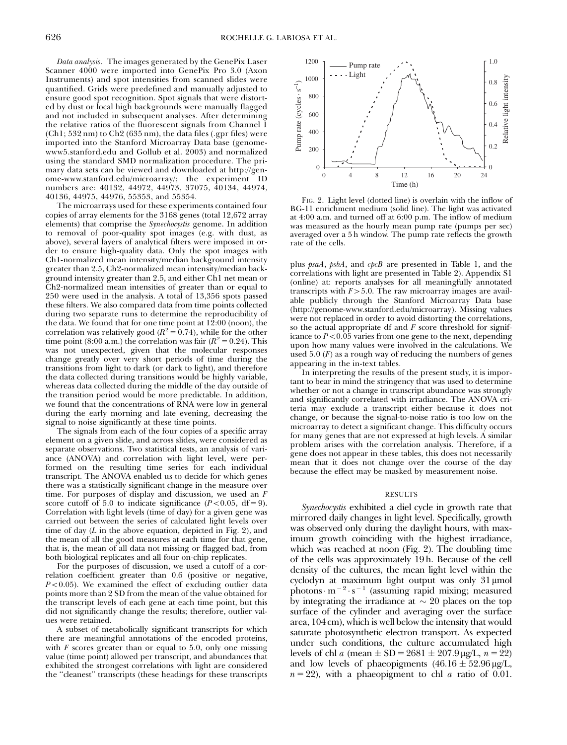*Data analysis*. The images generated by the GenePix Laser Scanner 4000 were imported into GenePix Pro 3.0 (Axon Instruments) and spot intensities from scanned slides were quantified. Grids were predefined and manually adjusted to ensure good spot recognition. Spot signals that were distorted by dust or local high backgrounds were manually flagged and not included in subsequent analyses. After determining the relative ratios of the fluorescent signals from Channel 1 (Ch1; 532 nm) to Ch2 (635 nm), the data files (.gpr files) were imported into the Stanford Microarray Data base (genome-www5.stanford.edu and Gollub et al. 2003) and normalized using the standard SMD normalization procedure. The primary data sets can be viewed and downloaded at http://genome-www.stanford.edu/microarray/; the experiment ID numbers are: 40132, 44972, 44973, 37075, 40134, 44974, 40136, 44975, 44976, 55353, and 55354.

The microarrays used for these experiments contained four copies of array elements for the 3168 genes (total 12,672 array elements) that comprise the *Synechocystis* genome. In addition to removal of poor-quality spot images (e.g. with dust, as above), several layers of analytical filters were imposed in order to ensure high-quality data. Only the spot images with Ch1-normalized mean intensity/median background intensity greater than 2.5, Ch2-normalized mean intensity/median background intensity greater than 2.5, and either Ch1 net mean or Ch2-normalized mean intensities of greater than or equal to 250 were used in the analysis. A total of 13,356 spots passed these filters. We also compared data from time points collected during two separate runs to determine the reproducibility of the data. We found that for one time point at 12:00 (noon), the correlation was relatively good ($R^2 = 0.74$), while for the other time point (8:00 a.m.) the correlation was fair ($R^2 = 0.24$). This was not unexpected, given that the molecular responses change greatly over very short periods of time during the transitions from light to dark (or dark to light), and therefore the data collected during transitions would be highly variable, whereas data collected during the middle of the day outside of the transition period would be more predictable. In addition, we found that the concentrations of RNA were low in general during the early morning and late evening, decreasing the signal to noise significantly at these time points.

The signals from each of the four copies of a specific array element on a given slide, and across slides, were considered as separate observations. Two statistical tests, an analysis of variance (ANOVA) and correlation with light level, were performed on the resulting time series for each individual transcript. The ANOVA enabled us to decide for which genes there was a statistically significant change in the measure over time. For purposes of display and discussion, we used an $F$ score cutoff of 5.0 to indicate significance ($P < 0.05$, df = 9). Correlation with light levels (time of day) for a given gene was carried out between the series of calculated light levels over time of day ($L$ in the above equation, depicted in Fig. 2), and the mean of all the good measures at each time for that gene, that is, the mean of all data not missing or flagged bad, from both biological replicates and all four on-chip replicates.

For the purposes of discussion, we used a cutoff of a correlation coefficient greater than 0.6 (positive or negative, $P < 0.05$). We examined the effect of excluding outlier data points more than 2 SD from the mean of the value obtained for the transcript levels of each gene at each time point, but this did not significantly change the results; therefore, outlier values were retained.

A subset of metabolically significant transcripts for which there are meaningful annotations of the encoded proteins, with $F$ scores greater than or equal to 5.0, only one missing value (time point) allowed per transcript, and abundances that exhibited the strongest correlations with light are considered the "cleanest" transcripts (these headings for these transcripts plus *psaA*, *psbA*, and *cpcB* are presented in Table 1, and the correlations with light are presented in Table 2). Appendix S1 (online) at: reports analyses for all meaningfully annotated transcripts with $F > 5.0$. The raw microarray images are available publicly through the Stanford Microarray Data base (http://genome-www.stanford.edu/microarray). Missing values were not replaced in order to avoid distorting the correlations, so the actual appropriate df and $F$ score threshold for significance to $P < 0.05$ varies from one gene to the next, depending upon how many values were involved in the calculations. We used 5.0 ($F$) as a rough way of reducing the numbers of genes appearing in the in-text tables.

In interpreting the results of the present study, it is important to bear in mind the stringency that was used to determine whether or not a change in transcript abundance was strongly and significantly correlated with irradiance. The ANOVA criteria may exclude a transcript either because it does not change, or because the signal-to-noise ratio is too low on the microarray to detect a significant change. This difficulty occurs for many genes that are not expressed at high levels. A similar problem arises with the correlation analysis. Therefore, if a gene does not appear in these tables, this does not necessarily mean that it does not change over the course of the day because the effect may be masked by measurement noise.

Fig. 2. Light level (dotted line) is overlain with the inflow of BG-11 enrichment medium (solid line). The light was activated at 4:00 a.m. and turned off at 6:00 p.m. The inflow of medium was measured as the hourly mean pump rate (pumps per sec) averaged over a 5 h window. The pump rate reflects the growth rate of the cells.

## RESULTS

*Synechocystis* exhibited a diel cycle in growth rate that mirrored daily changes in light level. Specifically, growth was observed only during the daylight hours, with maximum growth coinciding with the highest irradiance, which was reached at noon (Fig. 2). The doubling time of the cells was approximately 19 h. Because of the cell density of the cultures, the mean light level within the cyclodyn at maximum light output was only 31 μmol photons $\cdot$ m$^{-2}$ $\cdot$ s$^{-1}$ (assuming rapid mixing; measured by integrating the irradiance at ~20 places on the top surface of the cylinder and averaging over the surface area, 104 cm), which is well below the intensity that would saturate photosynthetic electron transport. As expected under such conditions, the culture accumulated high levels of chl *a* (mean ± SD = 2681 ± 207.9 μg/L, $n = 22$) and low levels of phaeopigments (46.16 ± 52.96 μg/L, $n = 22$), with a phaeopigment to chl *a* ratio of 0.01.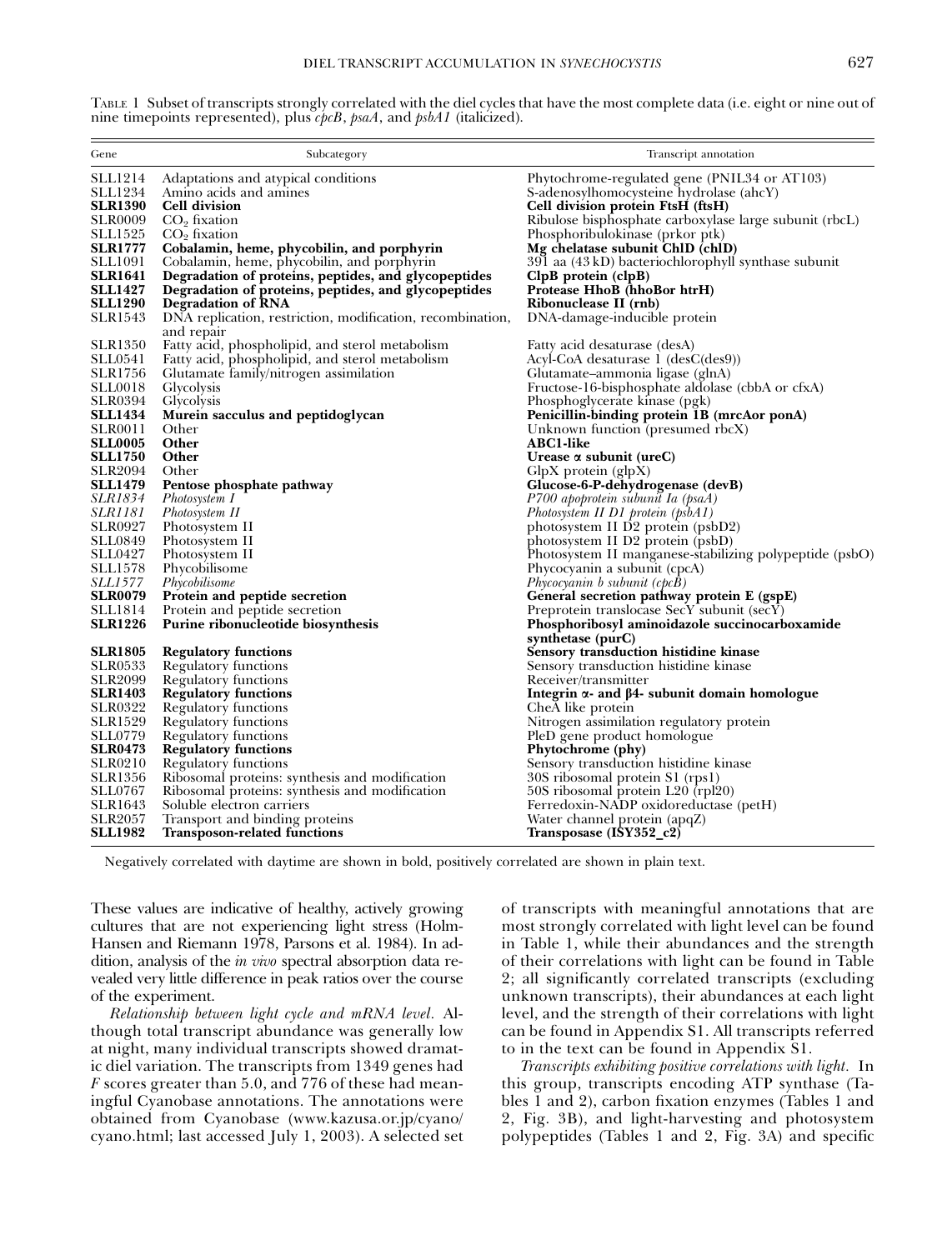Table 1 Subset of transcripts strongly correlated with the diel cycles that have the most complete data (i.e. eight or nine out of nine timepoints represented), plus *cpcB*, *psaA*, and *psbA1* (italicized).

| Gene | Subcategory | Transcript annotation |
|---|---|---|
| SLL1214 | Adaptations and atypical conditions | Phytochrome-regulated gene (PNIL34 or AT103) |
| SLL1234 | Amino acids and amines | S-adenosylhomocysteine hydrolase (ahcY) |
| **SLR1390** | **Cell division** | **Cell division protein FtsH (ftsH)** |
| SLR0009 | $CO_2$ fixation | Ribulose bisphosphate carboxylase large subunit (rbcL) |
| SLL1525 | $CO_2$ fixation | Phosphoribulokinase (prkor ptk) |
| **SLR1777** | **Cobalamin, heme, phycobilin, and porphyrin** | **Mg chelatase subunit ChlD (chlD)** |
| SLL1091 | Cobalamin, heme, phycobilin, and porphyrin | 391 aa (43 kD) bacteriochlorophyll synthase subunit |
| **SLR1641** | **Degradation of proteins, peptides, and glycopeptides** | **ClpB protein (clpB)** |
| **SLL1427** | **Degradation of proteins, peptides, and glycopeptides** | **Protease HhoB (hhoBor htrH)** |
| **SLL1290** | **Degradation of RNA** | **Ribonuclease II (rnb)** |
| SLR1543 | DNA replication, restriction, modification, recombination, and repair | DNA-damage-inducible protein |
| SLR1350 | Fatty acid, phospholipid, and sterol metabolism | Fatty acid desaturase (desA) |
| SLL0541 | Fatty acid, phospholipid, and sterol metabolism | Acyl-CoA desaturase 1 (desC(des9)) |
| SLR1756 | Glutamate family/nitrogen assimilation | Glutamate–ammonia ligase (glnA) |
| SLL0018 | Glycolysis | Fructose-16-bisphosphate aldolase (cbbA or cfxA) |
| SLR0394 | Glycolysis | Phosphoglycerate kinase (pgk) |
| **SLL1434** | **Murein sacculus and peptidoglycan** | **Penicillin-binding protein 1B (mrcAor ponA)** |
| SLR0011 | Other | Unknown function (presumed rbcX) |
| **SLL0005** | **Other** | **ABC1-like** |
| **SLL1750** | **Other** | **Urease α subunit (ureC)** |
| SLR2094 | Other | GlpX protein (glpX) |
| **SLL1479** | **Pentose phosphate pathway** | **Glucose-6-P-dehydrogenase (devB)** |
| *SLR1834* | *Photosystem I* | *P700 apoprotein subunit Ia (psaA)* |
| *SLR1181* | *Photosystem II* | *Photosystem II D1 protein (psbA1)* |
| SLR0927 | Photosystem II | photosystem II D2 protein (psbD2) |
| SLL0849 | Photosystem II | photosystem II D2 protein (psbD) |
| SLL0427 | Photosystem II | Photosystem II manganese-stabilizing polypeptide (psbO) |
| SLL1578 | Phycobilisome | Phycocyanin a subunit (cpcA) |
| *SLL1577* | *Phycobilisome* | *Phycocyanin b subunit (cpcB)* |
| **SLR0079** | **Protein and peptide secretion** | **General secretion pathway protein E (gspE)** |
| SLL1814 | Protein and peptide secretion | Preprotein translocase SecY subunit (secY) |
| **SLR1226** | **Purine ribonucleotide biosynthesis** | **Phosphoribosyl aminoidazole succinocarboxamide synthetase (purC)** |
| **SLR1805** | **Regulatory functions** | **Sensory transduction histidine kinase** |
| SLR0533 | Regulatory functions | Sensory transduction histidine kinase |
| SLR2099 | Regulatory functions | Receiver/transmitter |
| **SLR1403** | **Regulatory functions** | **Integrin α- and β4- subunit domain homologue** |
| SLR0322 | Regulatory functions | CheA like protein |
| SLR1529 | Regulatory functions | Nitrogen assimilation regulatory protein |
| SLL0779 | Regulatory functions | PleD gene product homologue |
| **SLR0473** | **Regulatory functions** | **Phytochrome (phy)** |
| SLR0210 | Regulatory functions | Sensory transduction histidine kinase |
| SLR1356 | Ribosomal proteins: synthesis and modification | 30S ribosomal protein S1 (rps1) |
| SLL0767 | Ribosomal proteins: synthesis and modification | 50S ribosomal protein L20 (rpl20) |
| SLR1643 | Soluble electron carriers | Ferredoxin-NADP oxidoreductase (petH) |
| SLR2057 | Transport and binding proteins | Water channel protein (apqZ) |
| **SLL1982** | **Transposon-related functions** | **Transposase (ISY352_c2)** |

Negatively correlated with daytime are shown in bold, positively correlated are shown in plain text.

These values are indicative of healthy, actively growing cultures that are not experiencing light stress (Holm-Hansen and Riemann 1978, Parsons et al. 1984). In addition, analysis of the *in vivo* spectral absorption data revealed very little difference in peak ratios over the course of the experiment.

*Relationship between light cycle and mRNA level.* Although total transcript abundance was generally low at night, many individual transcripts showed dramatic diel variation. The transcripts from 1349 genes had *F* scores greater than 5.0, and 776 of these had meaningful Cyanobase annotations. The annotations were obtained from Cyanobase (www.kazusa.or.jp/cyano/cyano.html; last accessed July 1, 2003). A selected set of transcripts with meaningful annotations that are most strongly correlated with light level can be found in Table 1, while their abundances and the strength of their correlations with light can be found in Table 2; all significantly correlated transcripts (excluding unknown transcripts), their abundances at each light level, and the strength of their correlations with light can be found in Appendix S1. All transcripts referred to in the text can be found in Appendix S1.

*Transcripts exhibiting positive correlations with light.* In this group, transcripts encoding ATP synthase (Tables 1 and 2), carbon fixation enzymes (Tables 1 and 2, Fig. 3B), and light-harvesting and photosystem polypeptides (Tables 1 and 2, Fig. 3A) and specific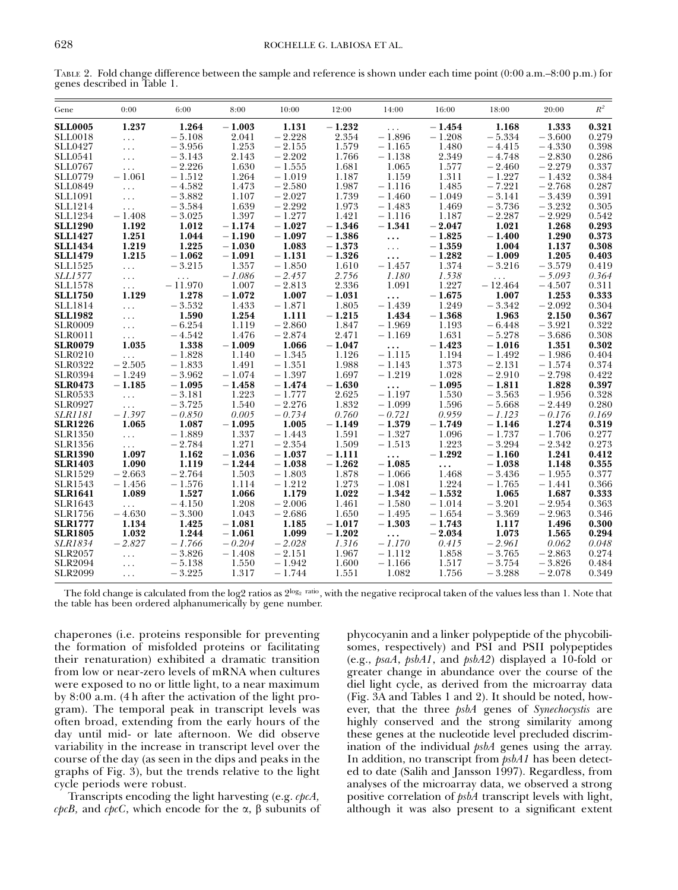TABLE 2. Fold change difference between the sample and reference is shown under each time point (0:00 a.m.–8:00 p.m.) for genes described in Table 1.

| Gene | 0:00 | 6:00 | 8:00 | 10:00 | 12:00 | 14:00 | 16:00 | 18:00 | 20:00 | $R^2$ |
|---|---|---|---|---|---|---|---|---|---|---|
| **SLL0005** | **1.237** | **1.264** | **−1.003** | **1.131** | **−1.232** | ... | **−1.454** | **1.168** | **1.333** | **0.321** |
| SLL0018 | ... | −5.108 | 2.041 | −2.228 | 2.354 | −1.896 | −1.208 | −5.334 | −3.600 | 0.279 |
| SLL0427 | ... | −3.956 | 1.253 | −2.155 | 1.579 | −1.165 | 1.480 | −4.415 | −4.330 | 0.398 |
| SLL0541 | ... | −3.143 | 2.143 | −2.202 | 1.766 | −1.138 | 2.349 | −4.748 | −2.830 | 0.286 |
| SLL0767 | ... | −2.226 | 1.630 | −1.555 | 1.681 | 1.065 | 1.577 | −2.460 | −2.279 | 0.337 |
| SLL0779 | −1.061 | −1.512 | 1.264 | −1.019 | 1.187 | 1.159 | 1.311 | −1.227 | −1.432 | 0.384 |
| SLL0849 | ... | −4.582 | 1.473 | −2.580 | 1.987 | −1.116 | 1.485 | −7.221 | −2.768 | 0.287 |
| SLL1091 | ... | −3.882 | 1.107 | −2.027 | 1.739 | −1.460 | −1.049 | −3.141 | −3.439 | 0.391 |
| SLL1214 | ... | −3.584 | 1.639 | −2.292 | 1.973 | −1.483 | 1.469 | −3.736 | −3.232 | 0.305 |
| SLL1234 | −1.408 | −3.025 | 1.397 | −1.277 | 1.421 | −1.116 | 1.187 | −2.287 | −2.929 | 0.542 |
| **SLL1290** | **1.192** | **1.012** | **−1.174** | **−1.027** | **−1.346** | **−1.341** | **−2.047** | **1.021** | **1.268** | **0.293** |
| **SLL1427** | **1.251** | **1.044** | **−1.190** | **−1.097** | **−1.386** | ... | **−1.825** | **−1.400** | **1.290** | **0.373** |
| **SLL1434** | **1.219** | **1.225** | **−1.030** | **1.083** | **−1.373** | ... | **−1.359** | **1.004** | **1.137** | **0.308** |
| **SLL1479** | **1.215** | **−1.062** | **−1.091** | **−1.131** | **−1.326** | ... | **−1.282** | **−1.009** | **1.205** | **0.403** |
| SLL1525 | ... | −3.215 | 1.357 | −1.850 | 1.610 | −1.457 | 1.374 | −3.216 | −3.579 | 0.419 |
| *SLL1577* | ... | ... | *−1.086* | *−2.457* | *2.756* | *1.180* | *1.538* | ... | *−5.093* | *0.364* |
| SLL1578 | ... | −11.970 | 1.007 | −2.813 | 2.336 | 1.091 | 1.227 | −12.464 | −4.507 | 0.311 |
| **SLL1750** | **1.129** | **1.278** | **−1.072** | **1.007** | **−1.031** | ... | **−1.675** | **1.007** | **1.253** | **0.333** |
| SLL1814 | ... | −3.532 | 1.433 | −1.871 | 1.805 | −1.439 | 1.249 | −3.342 | −2.092 | 0.304 |
| **SLL1982** | ... | **1.590** | **1.254** | **1.111** | **−1.215** | **1.434** | **−1.368** | **1.963** | **2.150** | **0.367** |
| SLR0009 | ... | −6.254 | 1.119 | −2.860 | 1.847 | −1.969 | 1.193 | −6.448 | −3.921 | 0.322 |
| SLR0011 | ... | −4.542 | 1.476 | −2.874 | 2.471 | −1.169 | 1.631 | −5.278 | −3.686 | 0.308 |
| **SLR0079** | **1.035** | **1.338** | **−1.009** | **1.066** | **−1.047** | ... | **−1.423** | **−1.016** | **1.351** | **0.302** |
| SLR0210 | ... | −1.828 | 1.140 | −1.345 | 1.126 | −1.115 | 1.194 | −1.492 | −1.986 | 0.404 |
| SLR0322 | −2.505 | −1.833 | 1.491 | −1.351 | 1.988 | −1.143 | 1.373 | −2.131 | −1.574 | 0.374 |
| SLR0394 | −1.249 | −3.962 | −1.074 | −1.397 | 1.697 | −1.219 | 1.028 | −2.910 | −2.798 | 0.422 |
| **SLR0473** | **−1.185** | **−1.095** | **−1.458** | **−1.474** | **−1.630** | ... | **−1.095** | **−1.811** | **1.828** | **0.397** |
| SLR0533 | ... | −3.181 | 1.223 | −1.777 | 2.625 | −1.197 | 1.530 | −3.563 | −1.956 | 0.328 |
| SLR0927 | ... | −3.725 | 1.540 | −2.276 | 1.832 | −1.099 | 1.596 | −5.668 | −2.449 | 0.280 |
| *SLR1181* | *−1.397* | *−0.850* | *0.005* | *−0.734* | *0.760* | *−0.721* | *0.959* | *−1.123* | *−0.176* | *0.169* |
| **SLR1226** | **1.065** | **1.087** | **−1.095** | **1.005** | **−1.149** | **−1.379** | **−1.749** | **−1.146** | **1.274** | **0.319** |
| SLR1350 | ... | −1.889 | 1.337 | −1.443 | 1.591 | −1.327 | 1.096 | −1.737 | −1.706 | 0.277 |
| SLR1356 | ... | −2.784 | 1.271 | −2.354 | 1.509 | −1.513 | 1.223 | −3.294 | −2.342 | 0.273 |
| **SLR1390** | **1.097** | **1.162** | **−1.036** | **−1.037** | **−1.111** | ... | **−1.292** | **−1.160** | **1.241** | **0.412** |
| **SLR1403** | **1.090** | **1.119** | **−1.244** | **−1.038** | **−1.262** | **−1.085** | ... | **−1.038** | **1.148** | **0.355** |
| SLR1529 | −2.663 | −2.764 | 1.503 | −1.803 | 1.878 | −1.066 | 1.468 | −3.436 | −1.955 | 0.377 |
| SLR1543 | −1.456 | −1.576 | 1.114 | −1.212 | 1.273 | −1.081 | 1.224 | −1.765 | −1.441 | 0.366 |
| **SLR1641** | **1.089** | **1.527** | **1.066** | **1.179** | **1.022** | **−1.342** | **−1.532** | **1.065** | **1.687** | **0.333** |
| SLR1643 | ... | −4.150 | 1.208 | −2.006 | 1.461 | −1.580 | −1.014 | −3.201 | −2.954 | 0.363 |
| SLR1756 | −4.630 | −3.300 | 1.043 | −2.686 | 1.650 | −1.495 | −1.654 | −3.369 | −2.963 | 0.346 |
| **SLR1777** | **1.134** | **1.425** | **−1.081** | **1.185** | **−1.017** | **−1.303** | **−1.743** | **1.117** | **1.496** | **0.300** |
| **SLR1805** | **1.032** | **1.244** | **−1.061** | **1.099** | **−1.202** | ... | **−2.034** | **1.073** | **1.565** | **0.294** |
| *SLR1834* | *−2.827* | *−1.766* | *−0.204* | *−2.028* | *1.316* | *−1.170* | *0.415* | *−2.961* | *0.062* | *0.048* |
| SLR2057 | ... | −3.826 | −1.408 | −2.151 | 1.967 | −1.112 | 1.858 | −3.765 | −2.863 | 0.274 |
| SLR2094 | ... | −5.138 | 1.550 | −1.942 | 1.600 | −1.166 | 1.517 | −3.754 | −3.826 | 0.484 |
| SLR2099 | ... | −3.225 | 1.317 | −1.744 | 1.551 | 1.082 | 1.756 | −3.288 | −2.078 | 0.349 |

The fold change is calculated from the log2 ratios as $2^{\log_2 \text{ratio}}$, with the negative reciprocal taken of the values less than 1. Note that the table has been ordered alphanumerically by gene number.

chaperones (i.e. proteins responsible for preventing the formation of misfolded proteins or facilitating their renaturation) exhibited a dramatic transition from low or near-zero levels of mRNA when cultures were exposed to no or little light, to a near maximum by 8:00 a.m. (4 h after the activation of the light program). The temporal peak in transcript levels was often broad, extending from the early hours of the day until mid- or late afternoon. We did observe variability in the increase in transcript level over the course of the day (as seen in the dips and peaks in the graphs of Fig. 3), but the trends relative to the light cycle periods were robust.

Transcripts encoding the light harvesting (e.g. *cpcA, cpcB,* and *cpcC*, which encode for the α, β subunits of phycocyanin and a linker polypeptide of the phycobilisomes, respectively) and PSI and PSII polypeptides (e.g., *psaA*, *psbA1*, and *psbA2*) displayed a 10-fold or greater change in abundance over the course of the diel light cycle, as derived from the microarray data (Fig. 3A and Tables 1 and 2). It should be noted, however, that the three *psbA* genes of *Synechocystis* are highly conserved and the strong similarity among these genes at the nucleotide level precluded discrimination of the individual *psbA* genes using the array. In addition, no transcript from *psbA1* has been detected to date (Salih and Jansson 1997). Regardless, from analyses of the microarray data, we observed a strong positive correlation of *psbA* transcript levels with light, although it was also present to a significant extent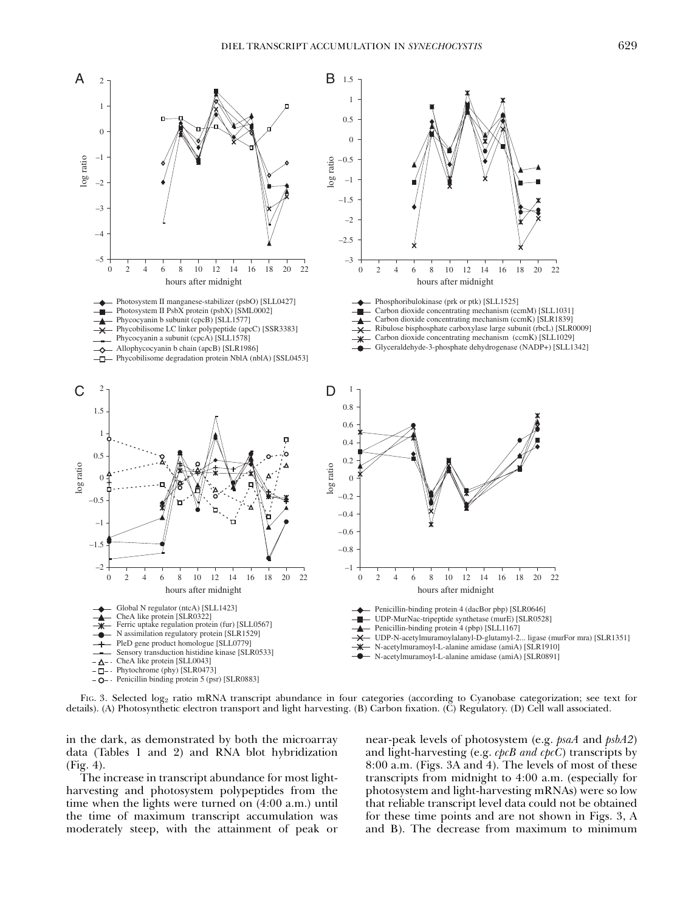FIG. 3. Selected $\log_2$ ratio mRNA transcript abundance in four categories (according to Cyanobase categorization; see text for details). (A) Photosynthetic electron transport and light harvesting. (B) Carbon fixation. (C) Regulatory. (D) Cell wall associated.

in the dark, as demonstrated by both the microarray data (Tables 1 and 2) and RNA blot hybridization (Fig. 4).

The increase in transcript abundance for most light-harvesting and photosystem polypeptides from the time when the lights were turned on (4:00 a.m.) until the time of maximum transcript accumulation was moderately steep, with the attainment of peak or near-peak levels of photosystem (e.g. *psaA* and *psbA2*) and light-harvesting (e.g. *cpcB and cpcC*) transcripts by 8:00 a.m. (Figs. 3A and 4). The levels of most of these transcripts from midnight to 4:00 a.m. (especially for photosystem and light-harvesting mRNAs) were so low that reliable transcript level data could not be obtained for these time points and are not shown in Figs. 3, A and B). The decrease from maximum to minimum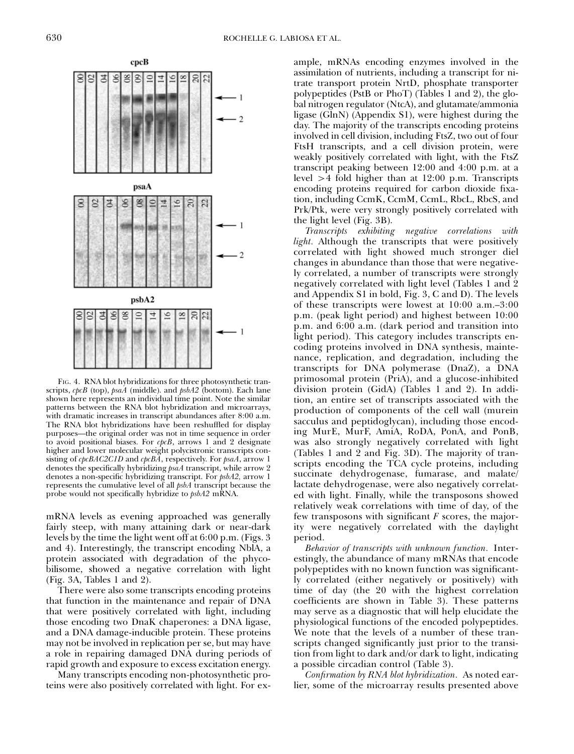FIG. 4. RNA blot hybridizations for three photosynthetic transcripts, *cpcB* (top), *psaA* (middle). and *psbA2* (bottom). Each lane shown here represents an individual time point. Note the similar patterns between the RNA blot hybridization and microarrays, with dramatic increases in transcript abundances after 8:00 a.m. The RNA blot hybridizations have been reshuffled for display purposes—the original order was not in time sequence in order to avoid positional biases. For *cpcB*, arrows 1 and 2 designate higher and lower molecular weight polycistronic transcripts consisting of *cpcBAC2C1D* and *cpcBA*, respectively. For *psaA*, arrow 1 denotes the specifically hybridizing *psaA* transcript, while arrow 2 denotes a non-specific hybridizing transcript. For *psbA2*, arrow 1 represents the cumulative level of all *psbA* transcript because the probe would not specifically hybridize to *psbA2* mRNA.

mRNA levels as evening approached was generally fairly steep, with many attaining dark or near-dark levels by the time the light went off at 6:00 p.m. (Figs. 3 and 4). Interestingly, the transcript encoding NblA, a protein associated with degradation of the phycobilisome, showed a negative correlation with light (Fig. 3A, Tables 1 and 2).

There were also some transcripts encoding proteins that function in the maintenance and repair of DNA that were positively correlated with light, including those encoding two DnaK chaperones: a DNA ligase, and a DNA damage-inducible protein. These proteins may not be involved in replication per se, but may have a role in repairing damaged DNA during periods of rapid growth and exposure to excess excitation energy.

Many transcripts encoding non-photosynthetic proteins were also positively correlated with light. For example, mRNAs encoding enzymes involved in the assimilation of nutrients, including a transcript for nitrate transport protein NrtD, phosphate transporter polypeptides (PstB or PhoT) (Tables 1 and 2), the global nitrogen regulator (NtcA), and glutamate/ammonia ligase (GlnN) (Appendix S1), were highest during the day. The majority of the transcripts encoding proteins involved in cell division, including FtsZ, two out of four FtsH transcripts, and a cell division protein, were weakly positively correlated with light, with the FtsZ transcript peaking between 12:00 and 4:00 p.m. at a level >4 fold higher than at 12:00 p.m. Transcripts encoding proteins required for carbon dioxide fixation, including CcmK, CcmM, CcmL, RbcL, RbcS, and Prk/Ptk, were very strongly positively correlated with the light level (Fig. 3B).

*Transcripts exhibiting negative correlations with light.* Although the transcripts that were positively correlated with light showed much stronger diel changes in abundance than those that were negatively correlated, a number of transcripts were strongly negatively correlated with light level (Tables 1 and 2 and Appendix S1 in bold, Fig. 3, C and D). The levels of these transcripts were lowest at 10:00 a.m.–3:00 p.m. (peak light period) and highest between 10:00 p.m. and 6:00 a.m. (dark period and transition into light period). This category includes transcripts encoding proteins involved in DNA synthesis, maintenance, replication, and degradation, including the transcripts for DNA polymerase (DnaZ), a DNA primosomal protein (PriA), and a glucose-inhibited division protein (GidA) (Tables 1 and 2). In addition, an entire set of transcripts associated with the production of components of the cell wall (murein sacculus and peptidoglycan), including those encoding MurE, MurF, AmiA, RoDA, PonA, and PonB, was also strongly negatively correlated with light (Tables 1 and 2 and Fig. 3D). The majority of transcripts encoding the TCA cycle proteins, including succinate dehydrogenase, fumarase, and malate/lactate dehydrogenase, were also negatively correlated with light. Finally, while the transposons showed relatively weak correlations with time of day, of the few transposons with significant $F$ scores, the majority were negatively correlated with the daylight period.

*Behavior of transcripts with unknown function.* Interestingly, the abundance of many mRNAs that encode polypeptides with no known function was significantly correlated (either negatively or positively) with time of day (the 20 with the highest correlation coefficients are shown in Table 3). These patterns may serve as a diagnostic that will help elucidate the physiological functions of the encoded polypeptides. We note that the levels of a number of these transcripts changed significantly just prior to the transition from light to dark and/or dark to light, indicating a possible circadian control (Table 3).

*Confirmation by RNA blot hybridization.* As noted earlier, some of the microarray results presented above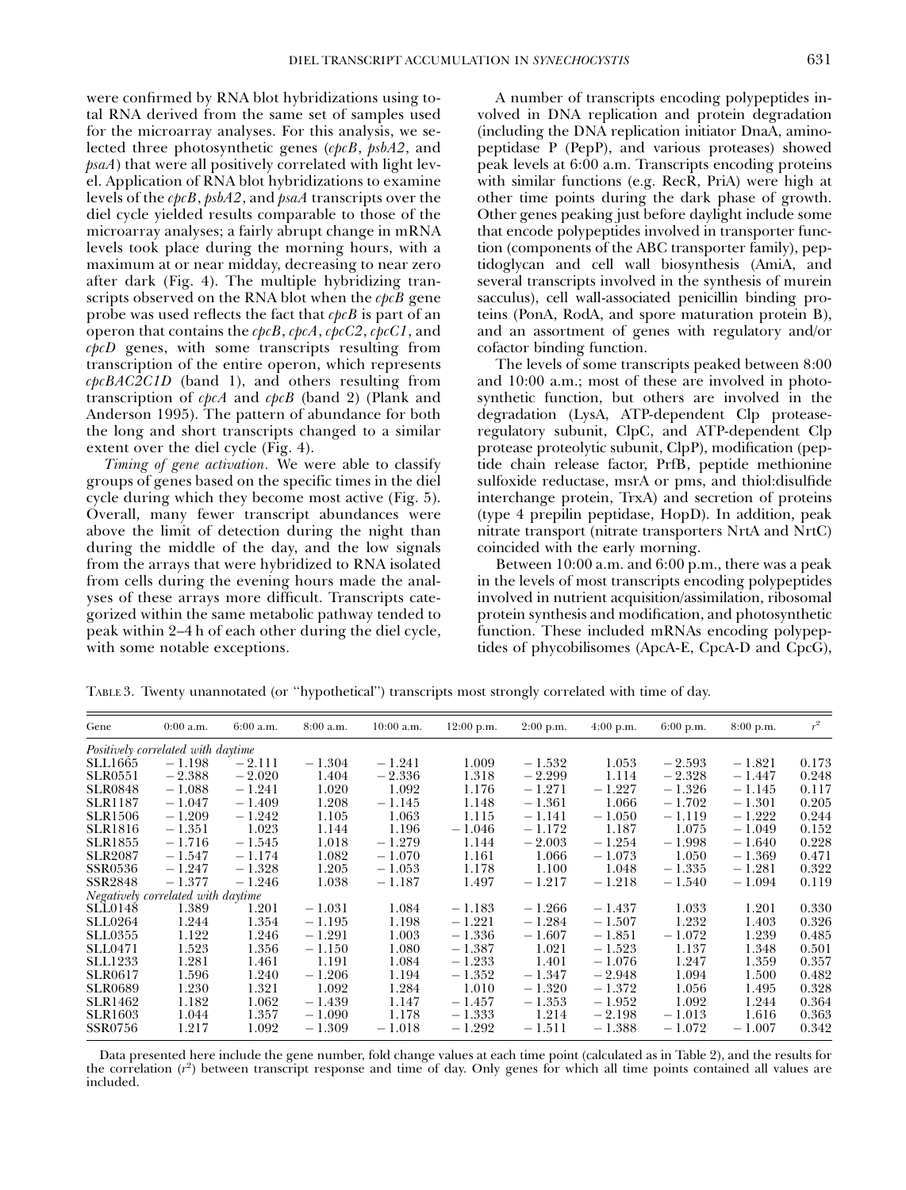were confirmed by RNA blot hybridizations using total RNA derived from the same set of samples used for the microarray analyses. For this analysis, we selected three photosynthetic genes (*cpcB*, *psbA2*, and *psaA*) that were all positively correlated with light level. Application of RNA blot hybridizations to examine levels of the *cpcB*, *psbA2*, and *psaA* transcripts over the diel cycle yielded results comparable to those of the microarray analyses; a fairly abrupt change in mRNA levels took place during the morning hours, with a maximum at or near midday, decreasing to near zero after dark (Fig. 4). The multiple hybridizing transcripts observed on the RNA blot when the *cpcB* gene probe was used reflects the fact that *cpcB* is part of an operon that contains the *cpcB*, *cpcA*, *cpcC2*, *cpcC1*, and *cpcD* genes, with some transcripts resulting from transcription of the entire operon, which represents *cpcBAC2C1D* (band 1), and others resulting from transcription of *cpcA* and *cpcB* (band 2) (Plank and Anderson 1995). The pattern of abundance for both the long and short transcripts changed to a similar extent over the diel cycle (Fig. 4).

*Timing of gene activation.* We were able to classify groups of genes based on the specific times in the diel cycle during which they become most active (Fig. 5). Overall, many fewer transcript abundances were above the limit of detection during the night than during the middle of the day, and the low signals from the arrays that were hybridized to RNA isolated from cells during the evening hours made the analyses of these arrays more difficult. Transcripts categorized within the same metabolic pathway tended to peak within 2–4 h of each other during the diel cycle, with some notable exceptions.

A number of transcripts encoding polypeptides involved in DNA replication and protein degradation (including the DNA replication initiator DnaA, aminopeptidase P (PepP), and various proteases) showed peak levels at 6:00 a.m. Transcripts encoding proteins with similar functions (e.g. RecR, PriA) were high at other time points during the dark phase of growth. Other genes peaking just before daylight include some that encode polypeptides involved in transporter function (components of the ABC transporter family), peptidoglycan and cell wall biosynthesis (AmiA, and several transcripts involved in the synthesis of murein sacculus), cell wall-associated penicillin binding proteins (PonA, RodA, and spore maturation protein B), and an assortment of genes with regulatory and/or cofactor binding function.

The levels of some transcripts peaked between 8:00 and 10:00 a.m.; most of these are involved in photosynthetic function, but others are involved in the degradation (LysA, ATP-dependent Clp protease-regulatory subunit, ClpC, and ATP-dependent Clp protease proteolytic subunit, ClpP), modification (peptide chain release factor, PrfB, peptide methionine sulfoxide reductase, msrA or pms, and thiol:disulfide interchange protein, TrxA) and secretion of proteins (type 4 prepilin peptidase, HopD). In addition, peak nitrate transport (nitrate transporters NrtA and NrtC) coincided with the early morning.

Between 10:00 a.m. and 6:00 p.m., there was a peak in the levels of most transcripts encoding polypeptides involved in nutrient acquisition/assimilation, ribosomal protein synthesis and modification, and photosynthetic function. These included mRNAs encoding polypeptides of phycobilisomes (ApcA-E, CpcA-D and CpcG),

Table 3. Twenty unannotated (or "hypothetical") transcripts most strongly correlated with time of day.

| Gene | 0:00 a.m. | 6:00 a.m. | 8:00 a.m. | 10:00 a.m. | 12:00 p.m. | 2:00 p.m. | 4:00 p.m. | 6:00 p.m. | 8:00 p.m. | $r^2$ |
|---|---|---|---|---|---|---|---|---|---|---|
| *Positively correlated with daytime* | | | | | | | | | | |
| SLL1665 | −1.198 | −2.111 | −1.304 | −1.241 | 1.009 | −1.532 | 1.053 | −2.593 | −1.821 | 0.173 |
| SLR0551 | −2.388 | −2.020 | 1.404 | −2.336 | 1.318 | −2.299 | 1.114 | −2.328 | −1.447 | 0.248 |
| SLR0848 | −1.088 | −1.241 | 1.020 | 1.092 | 1.176 | −1.271 | −1.227 | −1.326 | −1.145 | 0.117 |
| SLR1187 | −1.047 | −1.409 | 1.208 | −1.145 | 1.148 | −1.361 | 1.066 | −1.702 | −1.301 | 0.205 |
| SLR1506 | −1.209 | −1.242 | 1.105 | 1.063 | 1.115 | −1.141 | −1.050 | −1.119 | −1.222 | 0.244 |
| SLR1816 | −1.351 | 1.023 | 1.144 | 1.196 | −1.046 | −1.172 | 1.187 | 1.075 | −1.049 | 0.152 |
| SLR1855 | −1.716 | −1.545 | 1.018 | −1.279 | 1.144 | −2.003 | −1.254 | −1.998 | −1.640 | 0.228 |
| SLR2087 | −1.547 | −1.174 | 1.082 | −1.070 | 1.161 | 1.066 | −1.073 | 1.050 | −1.369 | 0.471 |
| SSR0536 | −1.247 | −1.328 | 1.205 | −1.053 | 1.178 | 1.100 | 1.048 | −1.335 | −1.281 | 0.322 |
| SSR2848 | −1.377 | −1.246 | 1.038 | −1.187 | 1.497 | −1.217 | −1.218 | −1.540 | −1.094 | 0.119 |
| *Negatively correlated with daytime* | | | | | | | | | | |
| SLL0148 | 1.389 | 1.201 | −1.031 | 1.084 | −1.183 | −1.266 | −1.437 | 1.033 | 1.201 | 0.330 |
| SLL0264 | 1.244 | 1.354 | −1.195 | 1.198 | −1.221 | −1.284 | −1.507 | 1.232 | 1.403 | 0.326 |
| SLL0355 | 1.122 | 1.246 | −1.291 | 1.003 | −1.336 | −1.607 | −1.851 | −1.072 | 1.239 | 0.485 |
| SLL0471 | 1.523 | 1.356 | −1.150 | 1.080 | −1.387 | 1.021 | −1.523 | 1.137 | 1.348 | 0.501 |
| SLL1233 | 1.281 | 1.461 | 1.191 | 1.084 | −1.233 | 1.401 | −1.076 | 1.247 | 1.359 | 0.357 |
| SLR0617 | 1.596 | 1.240 | −1.206 | 1.194 | −1.352 | −1.347 | −2.948 | 1.094 | 1.500 | 0.482 |
| SLR0689 | 1.230 | 1.321 | 1.092 | 1.284 | 1.010 | −1.320 | −1.372 | 1.056 | 1.495 | 0.328 |
| SLR1462 | 1.182 | 1.062 | −1.439 | 1.147 | −1.457 | −1.353 | −1.952 | 1.092 | 1.244 | 0.364 |
| SLR1603 | 1.044 | 1.357 | −1.090 | 1.178 | −1.333 | 1.214 | −2.198 | −1.013 | 1.616 | 0.363 |
| SSR0756 | 1.217 | 1.092 | −1.309 | −1.018 | −1.292 | −1.511 | −1.388 | −1.072 | −1.007 | 0.342 |

Data presented here include the gene number, fold change values at each time point (calculated as in Table 2), and the results for the correlation ($r^2$) between transcript response and time of day. Only genes for which all time points contained all values are included.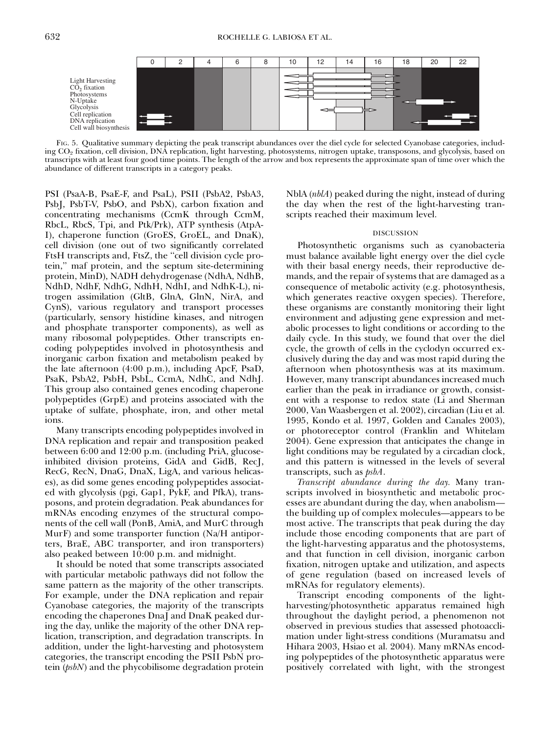0 2 4 6 8 10 12 14 16 18 20 22

Light Harvesting
$CO_2$ fixation
Photosystems
N-Uptake
Glycolysis
Cell replication
DNA replication
Cell wall biosynthesis

FIG. 5. Qualitative summary depicting the peak transcript abundances over the diel cycle for selected Cyanobase categories, including $CO_2$ fixation, cell division, DNA replication, light harvesting, photosystems, nitrogen uptake, transposons, and glycolysis, based on transcripts with at least four good time points. The length of the arrow and box represents the approximate span of time over which the abundance of different transcripts in a category peaks.

PSI (PsaA-B, PsaE-F, and PsaL), PSII (PsbA2, PsbA3, PsbJ, PsbT-V, PsbO, and PsbX), carbon fixation and concentrating mechanisms (CcmK through CcmM, RbcL, RbcS, Tpi, and Ptk/Prk), ATP synthesis (AtpA-I), chaperone function (GroES, GroEL, and DnaK), cell division (one out of two significantly correlated FtsH transcripts and, FtsZ, the "cell division cycle protein," maf protein, and the septum site-determining protein, MinD), NADH dehydrogenase (NdhA, NdhB, NdhD, NdhF, NdhG, NdhH, NdhI, and NdhK-L), nitrogen assimilation (GltB, GlnA, GlnN, NirA, and CynS), various regulatory and transport processes (particularly, sensory histidine kinases, and nitrogen and phosphate transporter components), as well as many ribosomal polypeptides. Other transcripts encoding polypeptides involved in photosynthesis and inorganic carbon fixation and metabolism peaked by the late afternoon (4:00 p.m.), including ApcF, PsaD, PsaK, PsbA2, PsbH, PsbL, CcmA, NdhC, and NdhJ. This group also contained genes encoding chaperone polypeptides (GrpE) and proteins associated with the uptake of sulfate, phosphate, iron, and other metal ions.

Many transcripts encoding polypeptides involved in DNA replication and repair and transposition peaked between 6:00 and 12:00 p.m. (including PriA, glucose-inhibited division proteins, GidA and GidB, RecJ, RecG, RecN, DnaG, DnaX, LigA, and various helicases), as did some genes encoding polypeptides associated with glycolysis (pgi, Gap1, PykF, and PfkA), transposons, and protein degradation. Peak abundances for mRNAs encoding enzymes of the structural components of the cell wall (PonB, AmiA, and MurC through MurF) and some transporter function (Na/H antiporters, BraE, ABC transporter, and iron transporters) also peaked between 10:00 p.m. and midnight.

It should be noted that some transcripts associated with particular metabolic pathways did not follow the same pattern as the majority of the other transcripts. For example, under the DNA replication and repair Cyanobase categories, the majority of the transcripts encoding the chaperones DnaJ and DnaK peaked during the day, unlike the majority of the other DNA replication, transcription, and degradation transcripts. In addition, under the light-harvesting and photosystem categories, the transcript encoding the PSII PsbN protein (*psbN*) and the phycobilisome degradation protein NblA (*nblA*) peaked during the night, instead of during the day when the rest of the light-harvesting transcripts reached their maximum level.

## DISCUSSION

Photosynthetic organisms such as cyanobacteria must balance available light energy over the diel cycle with their basal energy needs, their reproductive demands, and the repair of systems that are damaged as a consequence of metabolic activity (e.g. photosynthesis, which generates reactive oxygen species). Therefore, these organisms are constantly monitoring their light environment and adjusting gene expression and metabolic processes to light conditions or according to the daily cycle. In this study, we found that over the diel cycle, the growth of cells in the cyclodyn occurred exclusively during the day and was most rapid during the afternoon when photosynthesis was at its maximum. However, many transcript abundances increased much earlier than the peak in irradiance or growth, consistent with a response to redox state (Li and Sherman 2000, Van Waasbergen et al. 2002), circadian (Liu et al. 1995, Kondo et al. 1997, Golden and Canales 2003), or photoreceptor control (Franklin and Whitelam 2004). Gene expression that anticipates the change in light conditions may be regulated by a circadian clock, and this pattern is witnessed in the levels of several transcripts, such as *psbA*.

*Transcript abundance during the day.* Many transcripts involved in biosynthetic and metabolic processes are abundant during the day, when anabolism—the building up of complex molecules—appears to be most active. The transcripts that peak during the day include those encoding components that are part of the light-harvesting apparatus and the photosystems, and that function in cell division, inorganic carbon fixation, nitrogen uptake and utilization, and aspects of gene regulation (based on increased levels of mRNAs for regulatory elements).

Transcript encoding components of the light-harvesting/photosynthetic apparatus remained high throughout the daylight period, a phenomenon not observed in previous studies that assessed photoacclimation under light-stress conditions (Muramatsu and Hihara 2003, Hsiao et al. 2004). Many mRNAs encoding polypeptides of the photosynthetic apparatus were positively correlated with light, with the strongest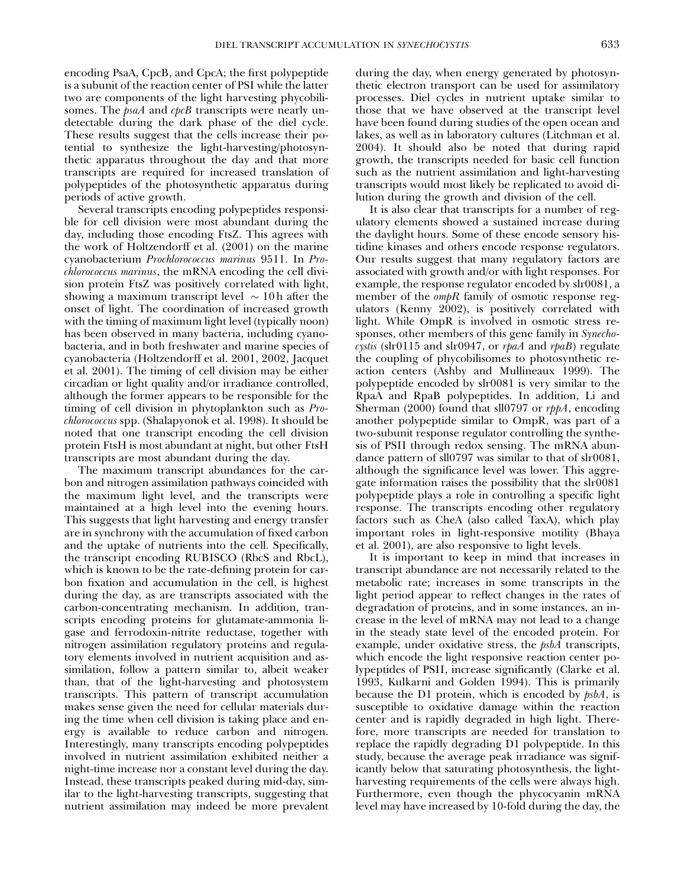encoding PsaA, CpcB, and CpcA; the first polypeptide is a subunit of the reaction center of PSI while the latter two are components of the light harvesting phycobilisomes. The *psaA* and *cpcB* transcripts were nearly undetectable during the dark phase of the diel cycle. These results suggest that the cells increase their potential to synthesize the light-harvesting/photosynthetic apparatus throughout the day and that more transcripts are required for increased translation of polypeptides of the photosynthetic apparatus during periods of active growth.

Several transcripts encoding polypeptides responsible for cell division were most abundant during the day, including those encoding FtsZ. This agrees with the work of Holtzendorff et al. (2001) on the marine cyanobacterium *Prochlorococcus marinus* 9511. In *Prochlorococcus marinus*, the mRNA encoding the cell division protein FtsZ was positively correlated with light, showing a maximum transcript level ~10 h after the onset of light. The coordination of increased growth with the timing of maximum light level (typically noon) has been observed in many bacteria, including cyanobacteria, and in both freshwater and marine species of cyanobacteria (Holtzendorff et al. 2001, 2002, Jacquet et al. 2001). The timing of cell division may be either circadian or light quality and/or irradiance controlled, although the former appears to be responsible for the timing of cell division in phytoplankton such as *Prochlorococcus* spp. (Shalapyonok et al. 1998). It should be noted that one transcript encoding the cell division protein FtsH is most abundant at night, but other FtsH transcripts are most abundant during the day.

The maximum transcript abundances for the carbon and nitrogen assimilation pathways coincided with the maximum light level, and the transcripts were maintained at a high level into the evening hours. This suggests that light harvesting and energy transfer are in synchrony with the accumulation of fixed carbon and the uptake of nutrients into the cell. Specifically, the transcript encoding RUBISCO (RbcS and RbcL), which is known to be the rate-defining protein for carbon fixation and accumulation in the cell, is highest during the day, as are transcripts associated with the carbon-concentrating mechanism. In addition, transcripts encoding proteins for glutamate-ammonia ligase and ferrodoxin-nitrite reductase, together with nitrogen assimilation regulatory proteins and regulatory elements involved in nutrient acquisition and assimilation, follow a pattern similar to, albeit weaker than, that of the light-harvesting and photosystem transcripts. This pattern of transcript accumulation makes sense given the need for cellular materials during the time when cell division is taking place and energy is available to reduce carbon and nitrogen. Interestingly, many transcripts encoding polypeptides involved in nutrient assimilation exhibited neither a night-time increase nor a constant level during the day. Instead, these transcripts peaked during mid-day, similar to the light-harvesting transcripts, suggesting that nutrient assimilation may indeed be more prevalent during the day, when energy generated by photosynthetic electron transport can be used for assimilatory processes. Diel cycles in nutrient uptake similar to those that we have observed at the transcript level have been found during studies of the open ocean and lakes, as well as in laboratory cultures (Litchman et al. 2004). It should also be noted that during rapid growth, the transcripts needed for basic cell function such as the nutrient assimilation and light-harvesting transcripts would most likely be replicated to avoid dilution during the growth and division of the cell.

It is also clear that transcripts for a number of regulatory elements showed a sustained increase during the daylight hours. Some of these encode sensory histidine kinases and others encode response regulators. Our results suggest that many regulatory factors are associated with growth and/or with light responses. For example, the response regulator encoded by slr0081, a member of the *ompR* family of osmotic response regulators (Kenny 2002), is positively correlated with light. While OmpR is involved in osmotic stress responses, other members of this gene family in *Synechocystis* (slr0115 and slr0947, or *rpaA* and *rpaB*) regulate the coupling of phycobilisomes to photosynthetic reaction centers (Ashby and Mullineaux 1999). The polypeptide encoded by slr0081 is very similar to the RpaA and RpaB polypeptides. In addition, Li and Sherman (2000) found that sll0797 or *rppA*, encoding another polypeptide similar to OmpR, was part of a two-subunit response regulator controlling the synthesis of PSII through redox sensing. The mRNA abundance pattern of sll0797 was similar to that of slr0081, although the significance level was lower. This aggregate information raises the possibility that the slr0081 polypeptide plays a role in controlling a specific light response. The transcripts encoding other regulatory factors such as CheA (also called TaxA), which play important roles in light-responsive motility (Bhaya et al. 2001), are also responsive to light levels.

It is important to keep in mind that increases in transcript abundance are not necessarily related to the metabolic rate; increases in some transcripts in the light period appear to reflect changes in the rates of degradation of proteins, and in some instances, an increase in the level of mRNA may not lead to a change in the steady state level of the encoded protein. For example, under oxidative stress, the *psbA* transcripts, which encode the light responsive reaction center polypeptides of PSII, increase significantly (Clarke et al. 1993, Kulkarni and Golden 1994). This is primarily because the D1 protein, which is encoded by *psbA*, is susceptible to oxidative damage within the reaction center and is rapidly degraded in high light. Therefore, more transcripts are needed for translation to replace the rapidly degrading D1 polypeptide. In this study, because the average peak irradiance was significantly below that saturating photosynthesis, the light-harvesting requirements of the cells were always high. Furthermore, even though the phycocyanin mRNA level may have increased by 10-fold during the day, the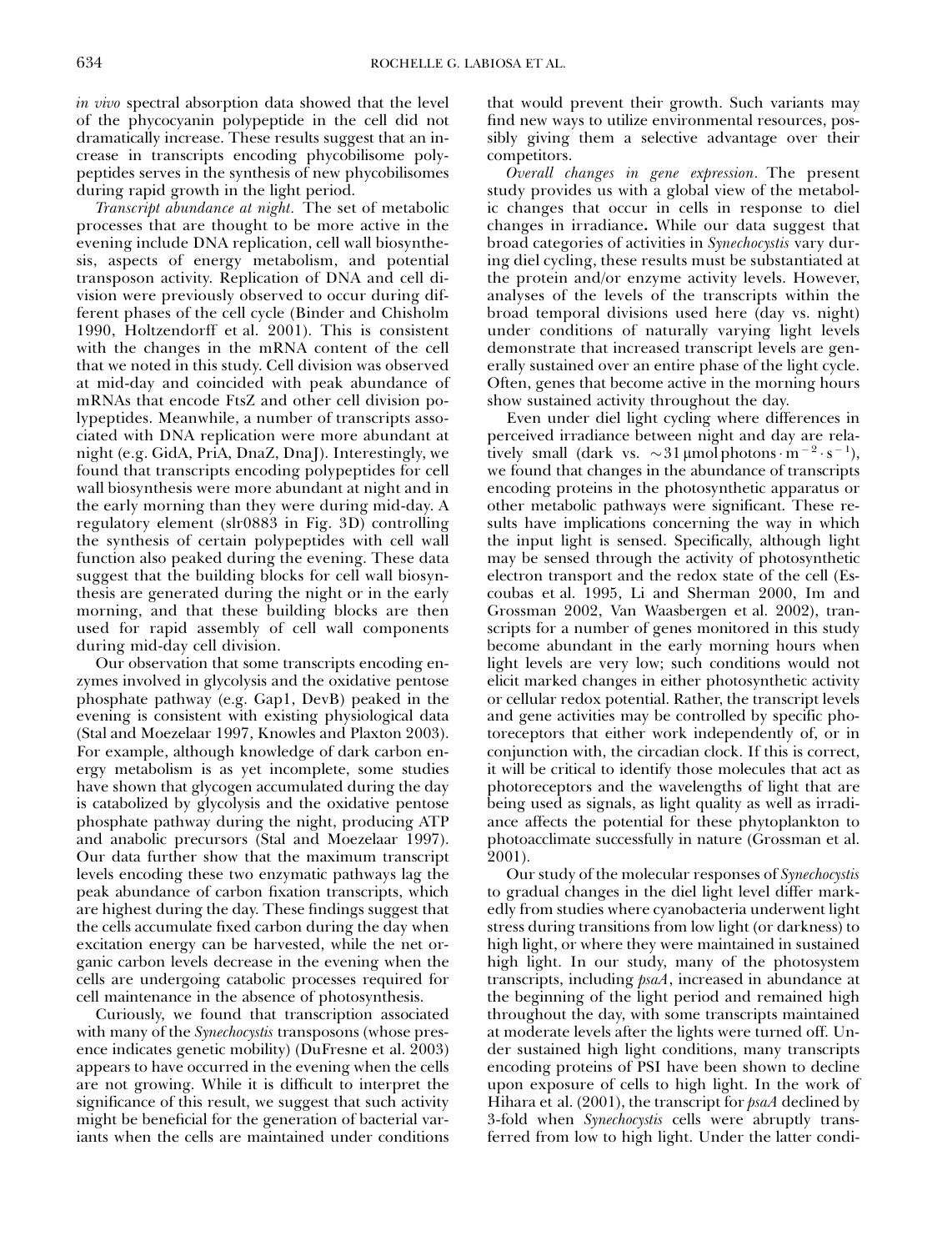*in vivo* spectral absorption data showed that the level of the phycocyanin polypeptide in the cell did not dramatically increase. These results suggest that an increase in transcripts encoding phycobilisome polypeptides serves in the synthesis of new phycobilisomes during rapid growth in the light period.

*Transcript abundance at night.* The set of metabolic processes that are thought to be more active in the evening include DNA replication, cell wall biosynthesis, aspects of energy metabolism, and potential transposon activity. Replication of DNA and cell division were previously observed to occur during different phases of the cell cycle (Binder and Chisholm 1990, Holtzendorff et al. 2001). This is consistent with the changes in the mRNA content of the cell that we noted in this study. Cell division was observed at mid-day and coincided with peak abundance of mRNAs that encode FtsZ and other cell division polypeptides. Meanwhile, a number of transcripts associated with DNA replication were more abundant at night (e.g. GidA, PriA, DnaZ, DnaJ). Interestingly, we found that transcripts encoding polypeptides for cell wall biosynthesis were more abundant at night and in the early morning than they were during mid-day. A regulatory element (slr0883 in Fig. 3D) controlling the synthesis of certain polypeptides with cell wall function also peaked during the evening. These data suggest that the building blocks for cell wall biosynthesis are generated during the night or in the early morning, and that these building blocks are then used for rapid assembly of cell wall components during mid-day cell division.

Our observation that some transcripts encoding enzymes involved in glycolysis and the oxidative pentose phosphate pathway (e.g. Gap1, DevB) peaked in the evening is consistent with existing physiological data (Stal and Moezelaar 1997, Knowles and Plaxton 2003). For example, although knowledge of dark carbon energy metabolism is as yet incomplete, some studies have shown that glycogen accumulated during the day is catabolized by glycolysis and the oxidative pentose phosphate pathway during the night, producing ATP and anabolic precursors (Stal and Moezelaar 1997). Our data further show that the maximum transcript levels encoding these two enzymatic pathways lag the peak abundance of carbon fixation transcripts, which are highest during the day. These findings suggest that the cells accumulate fixed carbon during the day when excitation energy can be harvested, while the net organic carbon levels decrease in the evening when the cells are undergoing catabolic processes required for cell maintenance in the absence of photosynthesis.

Curiously, we found that transcription associated with many of the *Synechocystis* transposons (whose presence indicates genetic mobility) (DuFresne et al. 2003) appears to have occurred in the evening when the cells are not growing. While it is difficult to interpret the significance of this result, we suggest that such activity might be beneficial for the generation of bacterial variants when the cells are maintained under conditions that would prevent their growth. Such variants may find new ways to utilize environmental resources, possibly giving them a selective advantage over their competitors.

*Overall changes in gene expression.* The present study provides us with a global view of the metabolic changes that occur in cells in response to diel changes in irradiance. While our data suggest that broad categories of activities in *Synechocystis* vary during diel cycling, these results must be substantiated at the protein and/or enzyme activity levels. However, analyses of the levels of the transcripts within the broad temporal divisions used here (day vs. night) under conditions of naturally varying light levels demonstrate that increased transcript levels are generally sustained over an entire phase of the light cycle. Often, genes that become active in the morning hours show sustained activity throughout the day.

Even under diel light cycling where differences in perceived irradiance between night and day are relatively small (dark vs. $\sim$31 μmol photons $\cdot$ m$^{-2}$ $\cdot$ s$^{-1}$), we found that changes in the abundance of transcripts encoding proteins in the photosynthetic apparatus or other metabolic pathways were significant. These results have implications concerning the way in which the input light is sensed. Specifically, although light may be sensed through the activity of photosynthetic electron transport and the redox state of the cell (Escoubas et al. 1995, Li and Sherman 2000, Im and Grossman 2002, Van Waasbergen et al. 2002), transcripts for a number of genes monitored in this study become abundant in the early morning hours when light levels are very low; such conditions would not elicit marked changes in either photosynthetic activity or cellular redox potential. Rather, the transcript levels and gene activities may be controlled by specific photoreceptors that either work independently of, or in conjunction with, the circadian clock. If this is correct, it will be critical to identify those molecules that act as photoreceptors and the wavelengths of light that are being used as signals, as light quality as well as irradiance affects the potential for these phytoplankton to photoacclimate successfully in nature (Grossman et al. 2001).

Our study of the molecular responses of *Synechocystis* to gradual changes in the diel light level differ markedly from studies where cyanobacteria underwent light stress during transitions from low light (or darkness) to high light, or where they were maintained in sustained high light. In our study, many of the photosystem transcripts, including *psaA*, increased in abundance at the beginning of the light period and remained high throughout the day, with some transcripts maintained at moderate levels after the lights were turned off. Under sustained high light conditions, many transcripts encoding proteins of PSI have been shown to decline upon exposure of cells to high light. In the work of Hihara et al. (2001), the transcript for *psaA* declined by 3-fold when *Synechocystis* cells were abruptly transferred from low to high light. Under the latter condi-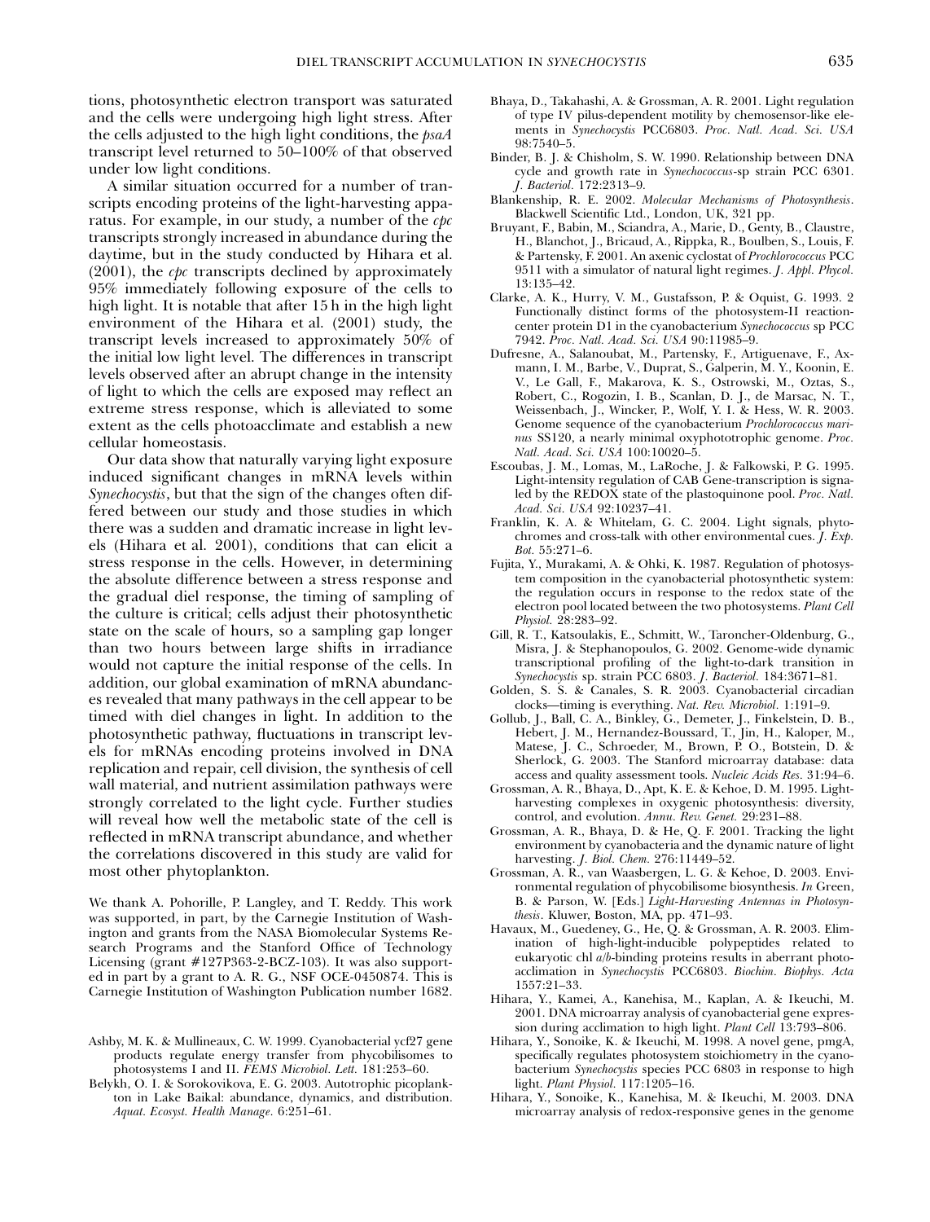tions, photosynthetic electron transport was saturated and the cells were undergoing high light stress. After the cells adjusted to the high light conditions, the *psaA* transcript level returned to 50–100% of that observed under low light conditions.

A similar situation occurred for a number of transcripts encoding proteins of the light-harvesting apparatus. For example, in our study, a number of the *cpc* transcripts strongly increased in abundance during the daytime, but in the study conducted by Hihara et al. (2001), the *cpc* transcripts declined by approximately 95% immediately following exposure of the cells to high light. It is notable that after 15 h in the high light environment of the Hihara et al. (2001) study, the transcript levels increased to approximately 50% of the initial low light level. The differences in transcript levels observed after an abrupt change in the intensity of light to which the cells are exposed may reflect an extreme stress response, which is alleviated to some extent as the cells photoacclimate and establish a new cellular homeostasis.

Our data show that naturally varying light exposure induced significant changes in mRNA levels within *Synechocystis*, but that the sign of the changes often differed between our study and those studies in which there was a sudden and dramatic increase in light levels (Hihara et al. 2001), conditions that can elicit a stress response in the cells. However, in determining the absolute difference between a stress response and the gradual diel response, the timing of sampling of the culture is critical; cells adjust their photosynthetic state on the scale of hours, so a sampling gap longer than two hours between large shifts in irradiance would not capture the initial response of the cells. In addition, our global examination of mRNA abundances revealed that many pathways in the cell appear to be timed with diel changes in light. In addition to the photosynthetic pathway, fluctuations in transcript levels for mRNAs encoding proteins involved in DNA replication and repair, cell division, the synthesis of cell wall material, and nutrient assimilation pathways were strongly correlated to the light cycle. Further studies will reveal how well the metabolic state of the cell is reflected in mRNA transcript abundance, and whether the correlations discovered in this study are valid for most other phytoplankton.

We thank A. Pohorille, P. Langley, and T. Reddy. This work was supported, in part, by the Carnegie Institution of Washington and grants from the NASA Biomolecular Systems Research Programs and the Stanford Office of Technology Licensing (grant #127P363-2-BCZ-103). It was also supported in part by a grant to A. R. G., NSF OCE-0450874. This is Carnegie Institution of Washington Publication number 1682.

Ashby, M. K. & Mullineaux, C. W. 1999. Cyanobacterial ycf27 gene products regulate energy transfer from phycobilisomes to photosystems I and II. *FEMS Microbiol. Lett.* 181:253–60.

Belykh, O. I. & Sorokovikova, E. G. 2003. Autotrophic picoplankton in Lake Baikal: abundance, dynamics, and distribution. *Aquat. Ecosyst. Health Manage.* 6:251–61.

Bhaya, D., Takahashi, A. & Grossman, A. R. 2001. Light regulation of type IV pilus-dependent motility by chemosensor-like elements in *Synechocystis* PCC6803. *Proc. Natl. Acad. Sci. USA* 98:7540–5.

Binder, B. J. & Chisholm, S. W. 1990. Relationship between DNA cycle and growth rate in *Synechococcus*-sp strain PCC 6301. *J. Bacteriol.* 172:2313–9.

Blankenship, R. E. 2002. *Molecular Mechanisms of Photosynthesis*. Blackwell Scientific Ltd., London, UK, 321 pp.

Bruyant, F., Babin, M., Sciandra, A., Marie, D., Genty, B., Claustre, H., Blanchot, J., Bricaud, A., Rippka, R., Boulben, S., Louis, F. & Partensky, F. 2001. An axenic cyclostat of *Prochlorococcus* PCC 9511 with a simulator of natural light regimes. *J. Appl. Phycol.* 13:135–42.

Clarke, A. K., Hurry, V. M., Gustafsson, P. & Oquist, G. 1993. 2 Functionally distinct forms of the photosystem-II reaction-center protein D1 in the cyanobacterium *Synechococcus* sp PCC 7942. *Proc. Natl. Acad. Sci. USA* 90:11985–9.

Dufresne, A., Salanoubat, M., Partensky, F., Artiguenave, F., Axmann, I. M., Barbe, V., Duprat, S., Galperin, M. Y., Koonin, E. V., Le Gall, F., Makarova, K. S., Ostrowski, M., Oztas, S., Robert, C., Rogozin, I. B., Scanlan, D. J., de Marsac, N. T., Weissenbach, J., Wincker, P., Wolf, Y. I. & Hess, W. R. 2003. Genome sequence of the cyanobacterium *Prochlorococcus marinus* SS120, a nearly minimal oxyphototrophic genome. *Proc. Natl. Acad. Sci. USA* 100:10020–5.

Escoubas, J. M., Lomas, M., LaRoche, J. & Falkowski, P. G. 1995. Light-intensity regulation of CAB Gene-transcription is signaled by the REDOX state of the plastoquinone pool. *Proc. Natl. Acad. Sci. USA* 92:10237–41.

Franklin, K. A. & Whitelam, G. C. 2004. Light signals, phytochromes and cross-talk with other environmental cues. *J. Exp. Bot.* 55:271–6.

Fujita, Y., Murakami, A. & Ohki, K. 1987. Regulation of photosystem composition in the cyanobacterial photosynthetic system: the regulation occurs in response to the redox state of the electron pool located between the two photosystems. *Plant Cell Physiol.* 28:283–92.

Gill, R. T., Katsoulakis, E., Schmitt, W., Taroncher-Oldenburg, G., Misra, J. & Stephanopoulos, G. 2002. Genome-wide dynamic transcriptional profiling of the light-to-dark transition in *Synechocystis* sp. strain PCC 6803. *J. Bacteriol.* 184:3671–81.

Golden, S. S. & Canales, S. R. 2003. Cyanobacterial circadian clocks—timing is everything. *Nat. Rev. Microbiol.* 1:191–9.

Gollub, J., Ball, C. A., Binkley, G., Demeter, J., Finkelstein, D. B., Hebert, J. M., Hernandez-Boussard, T., Jin, H., Kaloper, M., Matese, J. C., Schroeder, M., Brown, P. O., Botstein, D. & Sherlock, G. 2003. The Stanford microarray database: data access and quality assessment tools. *Nucleic Acids Res.* 31:94–6.

Grossman, A. R., Bhaya, D., Apt, K. E. & Kehoe, D. M. 1995. Light-harvesting complexes in oxygenic photosynthesis: diversity, control, and evolution. *Annu. Rev. Genet.* 29:231–88.

Grossman, A. R., Bhaya, D. & He, Q. F. 2001. Tracking the light environment by cyanobacteria and the dynamic nature of light harvesting. *J. Biol. Chem.* 276:11449–52.

Grossman, A. R., van Waasbergen, L. G. & Kehoe, D. 2003. Environmental regulation of phycobilisome biosynthesis. *In* Green, B. & Parson, W. [Eds.] *Light-Harvesting Antennas in Photosynthesis*. Kluwer, Boston, MA, pp. 471–93.

Havaux, M., Guedeney, G., He, Q. & Grossman, A. R. 2003. Elimination of high-light-inducible polypeptides related to eukaryotic chl *a*/*b*-binding proteins results in aberrant photoacclimation in *Synechocystis* PCC6803. *Biochim. Biophys. Acta* 1557:21–33.

Hihara, Y., Kamei, A., Kanehisa, M., Kaplan, A. & Ikeuchi, M. 2001. DNA microarray analysis of cyanobacterial gene expression during acclimation to high light. *Plant Cell* 13:793–806.

Hihara, Y., Sonoike, K. & Ikeuchi, M. 1998. A novel gene, pmgA, specifically regulates photosystem stoichiometry in the cyanobacterium *Synechocystis* species PCC 6803 in response to high light. *Plant Physiol.* 117:1205–16.

Hihara, Y., Sonoike, K., Kanehisa, M. & Ikeuchi, M. 2003. DNA microarray analysis of redox-responsive genes in the genome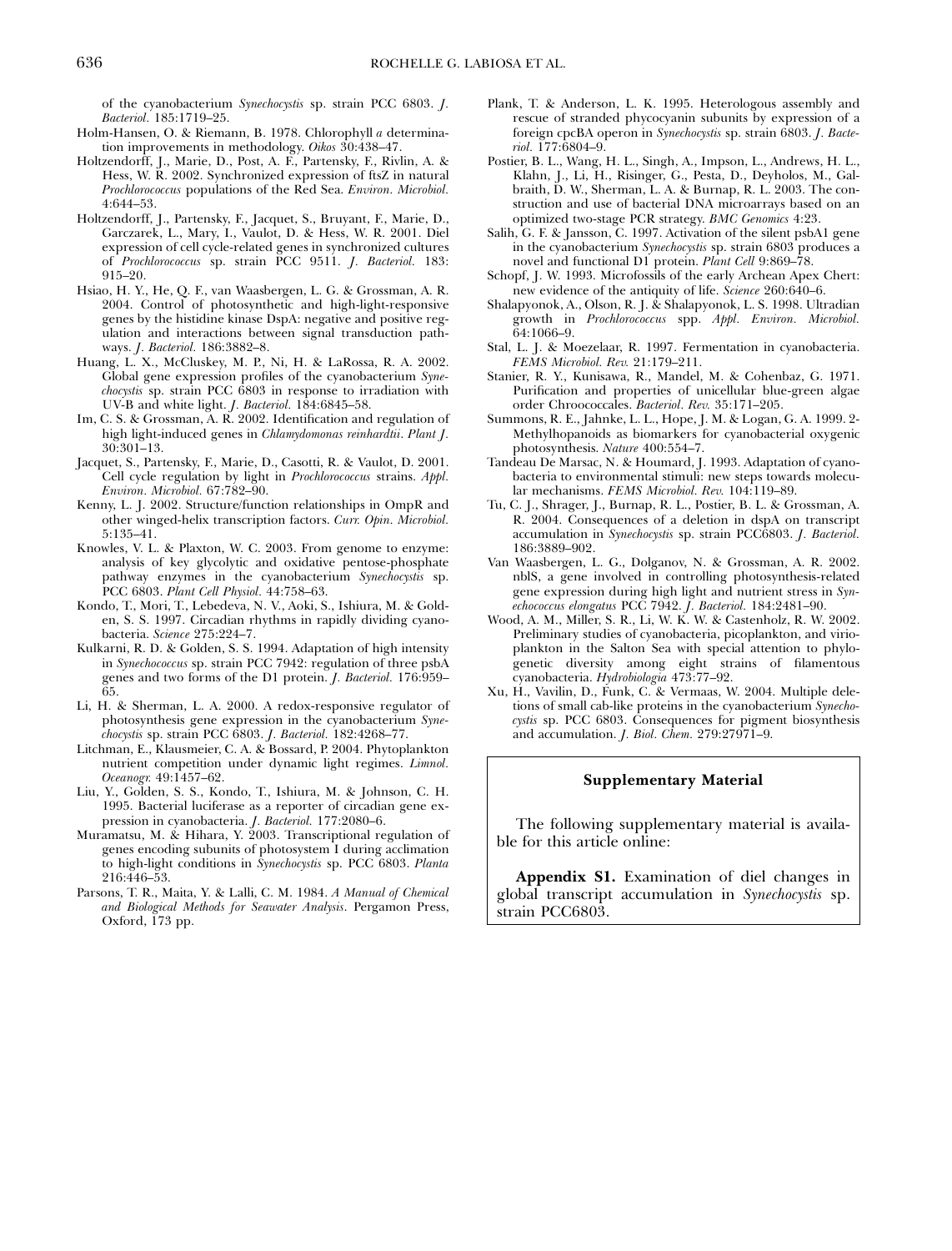of the cyanobacterium *Synechocystis* sp. strain PCC 6803. *J. Bacteriol.* 185:1719–25.

Holm-Hansen, O. & Riemann, B. 1978. Chlorophyll *a* determination improvements in methodology. *Oikos* 30:438–47.

Holtzendorff, J., Marie, D., Post, A. F., Partensky, F., Rivlin, A. & Hess, W. R. 2002. Synchronized expression of ftsZ in natural *Prochlorococcus* populations of the Red Sea. *Environ. Microbiol.* 4:644–53.

Holtzendorff, J., Partensky, F., Jacquet, S., Bruyant, F., Marie, D., Garczarek, L., Mary, I., Vaulot, D. & Hess, W. R. 2001. Diel expression of cell cycle-related genes in synchronized cultures of *Prochlorococcus* sp. strain PCC 9511. *J. Bacteriol.* 183: 915–20.

Hsiao, H. Y., He, Q. F., van Waasbergen, L. G. & Grossman, A. R. 2004. Control of photosynthetic and high-light-responsive genes by the histidine kinase DspA: negative and positive regulation and interactions between signal transduction pathways. *J. Bacteriol.* 186:3882–8.

Huang, L. X., McCluskey, M. P., Ni, H. & LaRossa, R. A. 2002. Global gene expression profiles of the cyanobacterium *Synechocystis* sp. strain PCC 6803 in response to irradiation with UV-B and white light. *J. Bacteriol.* 184:6845–58.

Im, C. S. & Grossman, A. R. 2002. Identification and regulation of high light-induced genes in *Chlamydomonas reinhardtii*. *Plant J.* 30:301–13.

Jacquet, S., Partensky, F., Marie, D., Casotti, R. & Vaulot, D. 2001. Cell cycle regulation by light in *Prochlorococcus* strains. *Appl. Environ. Microbiol.* 67:782–90.

Kenny, L. J. 2002. Structure/function relationships in OmpR and other winged-helix transcription factors. *Curr. Opin. Microbiol.* 5:135–41.

Knowles, V. L. & Plaxton, W. C. 2003. From genome to enzyme: analysis of key glycolytic and oxidative pentose-phosphate pathway enzymes in the cyanobacterium *Synechocystis* sp. PCC 6803. *Plant Cell Physiol.* 44:758–63.

Kondo, T., Mori, T., Lebedeva, N. V., Aoki, S., Ishiura, M. & Golden, S. S. 1997. Circadian rhythms in rapidly dividing cyanobacteria. *Science* 275:224–7.

Kulkarni, R. D. & Golden, S. S. 1994. Adaptation of high intensity in *Synechococcus* sp. strain PCC 7942: regulation of three psbA genes and two forms of the D1 protein. *J. Bacteriol.* 176:959–65.

Li, H. & Sherman, L. A. 2000. A redox-responsive regulator of photosynthesis gene expression in the cyanobacterium *Synechocystis* sp. strain PCC 6803. *J. Bacteriol.* 182:4268–77.

Litchman, E., Klausmeier, C. A. & Bossard, P. 2004. Phytoplankton nutrient competition under dynamic light regimes. *Limnol. Oceanogr.* 49:1457–62.

Liu, Y., Golden, S. S., Kondo, T., Ishiura, M. & Johnson, C. H. 1995. Bacterial luciferase as a reporter of circadian gene expression in cyanobacteria. *J. Bacteriol.* 177:2080–6.

Muramatsu, M. & Hihara, Y. 2003. Transcriptional regulation of genes encoding subunits of photosystem I during acclimation to high-light conditions in *Synechocystis* sp. PCC 6803. *Planta* 216:446–53.

Parsons, T. R., Maita, Y. & Lalli, C. M. 1984. *A Manual of Chemical and Biological Methods for Seawater Analysis*. Pergamon Press, Oxford, 173 pp.

Plank, T. & Anderson, L. K. 1995. Heterologous assembly and rescue of stranded phycocyanin subunits by expression of a foreign cpcBA operon in *Synechocystis* sp. strain 6803. *J. Bacteriol.* 177:6804–9.

Postier, B. L., Wang, H. L., Singh, A., Impson, L., Andrews, H. L., Klahn, J., Li, H., Risinger, G., Pesta, D., Deyholos, M., Galbraith, D. W., Sherman, L. A. & Burnap, R. L. 2003. The construction and use of bacterial DNA microarrays based on an optimized two-stage PCR strategy. *BMC Genomics* 4:23.

Salih, G. F. & Jansson, C. 1997. Activation of the silent psbA1 gene in the cyanobacterium *Synechocystis* sp. strain 6803 produces a novel and functional D1 protein. *Plant Cell* 9:869–78.

Schopf, J. W. 1993. Microfossils of the early Archean Apex Chert: new evidence of the antiquity of life. *Science* 260:640–6.

Shalapyonok, A., Olson, R. J. & Shalapyonok, L. S. 1998. Ultradian growth in *Prochlorococcus* spp. *Appl. Environ. Microbiol.* 64:1066–9.

Stal, L. J. & Moezelaar, R. 1997. Fermentation in cyanobacteria. *FEMS Microbiol. Rev.* 21:179–211.

Stanier, R. Y., Kunisawa, R., Mandel, M. & Cohenbaz, G. 1971. Purification and properties of unicellular blue-green algae order Chroococcales. *Bacteriol. Rev.* 35:171–205.

Summons, R. E., Jahnke, L. L., Hope, J. M. & Logan, G. A. 1999. 2-Methylhopanoids as biomarkers for cyanobacterial oxygenic photosynthesis. *Nature* 400:554–7.

Tandeau De Marsac, N. & Houmard, J. 1993. Adaptation of cyanobacteria to environmental stimuli: new steps towards molecular mechanisms. *FEMS Microbiol. Rev.* 104:119–89.

Tu, C. J., Shrager, J., Burnap, R. L., Postier, B. L. & Grossman, A. R. 2004. Consequences of a deletion in dspA on transcript accumulation in *Synechocystis* sp. strain PCC6803. *J. Bacteriol.* 186:3889–902.

Van Waasbergen, L. G., Dolganov, N. & Grossman, A. R. 2002. nblS, a gene involved in controlling photosynthesis-related gene expression during high light and nutrient stress in *Synechococcus elongatus* PCC 7942. *J. Bacteriol.* 184:2481–90.

Wood, A. M., Miller, S. R., Li, W. K. W. & Castenholz, R. W. 2002. Preliminary studies of cyanobacteria, picoplankton, and virioplankton in the Salton Sea with special attention to phylogenetic diversity among eight strains of filamentous cyanobacteria. *Hydrobiologia* 473:77–92.

Xu, H., Vavilin, D., Funk, C. & Vermaas, W. 2004. Multiple deletions of small cab-like proteins in the cyanobacterium *Synechocystis* sp. PCC 6803. Consequences for pigment biosynthesis and accumulation. *J. Biol. Chem.* 279:27971–9.

## Supplementary Material

The following supplementary material is available for this article online:

**Appendix S1.** Examination of diel changes in global transcript accumulation in *Synechocystis* sp. strain PCC6803.